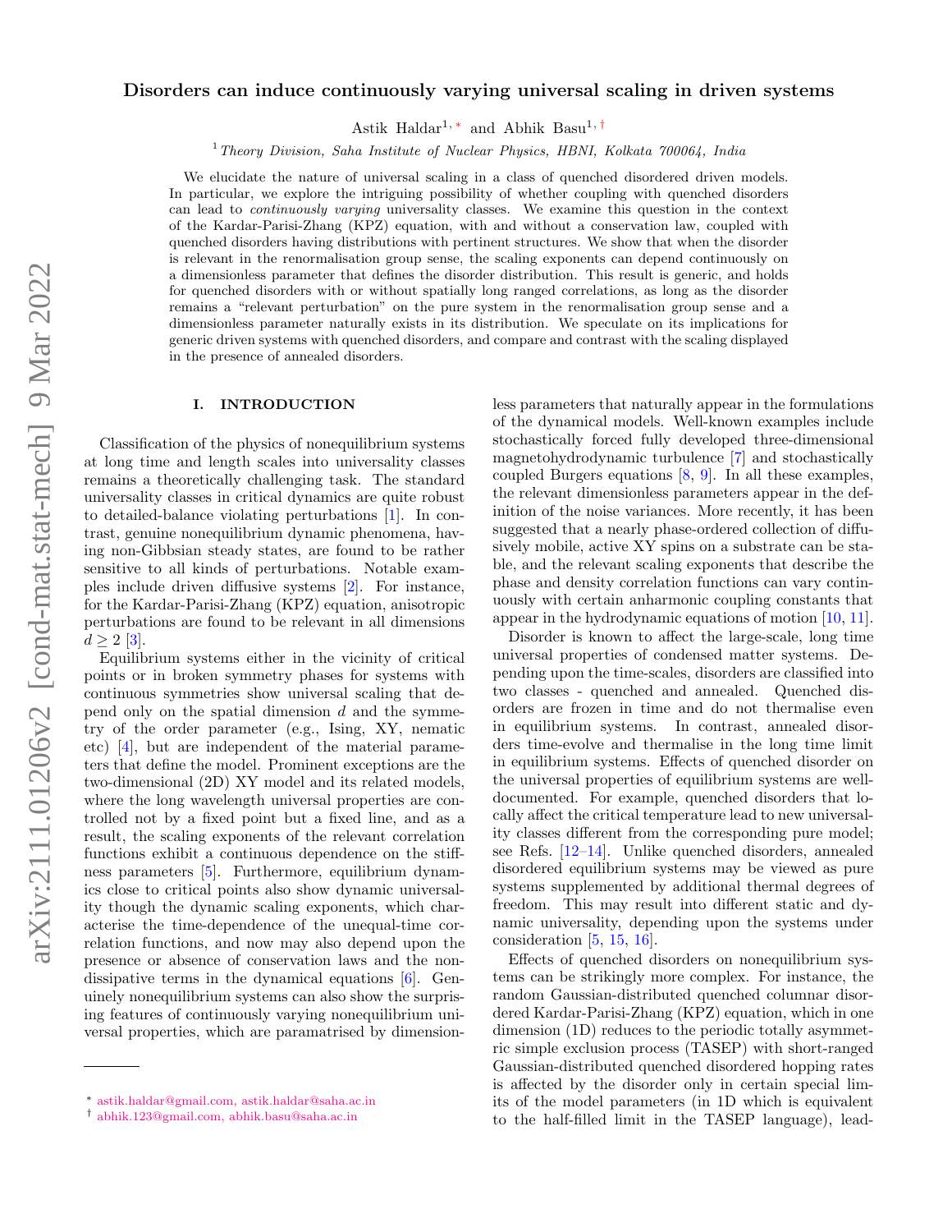# Disorders can induce continuously varying universal scaling in driven systems

Astik Haldar[1,*] and Abhik Basu[1,†]

[1] *Theory Division, Saha Institute of Nuclear Physics, HBNI, Kolkata 700064, India*

We elucidate the nature of universal scaling in a class of quenched disordered driven models. In particular, we explore the intriguing possibility of whether coupling with quenched disorders can lead to *continuously varying* universality classes. We examine this question in the context of the Kardar-Parisi-Zhang (KPZ) equation, with and without a conservation law, coupled with quenched disorders having distributions with pertinent structures. We show that when the disorder is relevant in the renormalisation group sense, the scaling exponents can depend continuously on a dimensionless parameter that defines the disorder distribution. This result is generic, and holds for quenched disorders with or without spatially long ranged correlations, as long as the disorder remains a "relevant perturbation" on the pure system in the renormalisation group sense and a dimensionless parameter naturally exists in its distribution. We speculate on its implications for generic driven systems with quenched disorders, and compare and contrast with the scaling displayed in the presence of annealed disorders.

## I. INTRODUCTION

Classification of the physics of nonequilibrium systems at long time and length scales into universality classes remains a theoretically challenging task. The standard universality classes in critical dynamics are quite robust to detailed-balance violating perturbations [1]. In contrast, genuine nonequilibrium dynamic phenomena, having non-Gibbsian steady states, are found to be rather sensitive to all kinds of perturbations. Notable examples include driven diffusive systems [2]. For instance, for the Kardar-Parisi-Zhang (KPZ) equation, anisotropic perturbations are found to be relevant in all dimensions $d \geq 2$ [3].

Equilibrium systems either in the vicinity of critical points or in broken symmetry phases for systems with continuous symmetries show universal scaling that depend only on the spatial dimension $d$ and the symmetry of the order parameter (e.g., Ising, XY, nematic etc) [4], but are independent of the material parameters that define the model. Prominent exceptions are the two-dimensional (2D) XY model and its related models, where the long wavelength universal properties are controlled not by a fixed point but a fixed line, and as a result, the scaling exponents of the relevant correlation functions exhibit a continuous dependence on the stiffness parameters [5]. Furthermore, equilibrium dynamics close to critical points also show dynamic universality though the dynamic scaling exponents, which characterise the time-dependence of the unequal-time correlation functions, and now may also depend upon the presence or absence of conservation laws and the non-dissipative terms in the dynamical equations [6]. Genuinely nonequilibrium systems can also show the surprising features of continuously varying nonequilibrium universal properties, which are paramatrised by dimensionless parameters that naturally appear in the formulations of the dynamical models. Well-known examples include stochastically forced fully developed three-dimensional magnetohydrodynamic turbulence [7] and stochastically coupled Burgers equations [8, 9]. In all these examples, the relevant dimensionless parameters appear in the definition of the noise variances. More recently, it has been suggested that a nearly phase-ordered collection of diffusively mobile, active XY spins on a substrate can be stable, and the relevant scaling exponents that describe the phase and density correlation functions can vary continuously with certain anharmonic coupling constants that appear in the hydrodynamic equations of motion [10, 11].

Disorder is known to affect the large-scale, long time universal properties of condensed matter systems. Depending upon the time-scales, disorders are classified into two classes - quenched and annealed. Quenched disorders are frozen in time and do not thermalise even in equilibrium systems. In contrast, annealed disorders time-evolve and thermalise in the long time limit in equilibrium systems. Effects of quenched disorder on the universal properties of equilibrium systems are well-documented. For example, quenched disorders that locally affect the critical temperature lead to new universality classes different from the corresponding pure model; see Refs. [12–14]. Unlike quenched disorders, annealed disordered equilibrium systems may be viewed as pure systems supplemented by additional thermal degrees of freedom. This may result into different static and dynamic universality, depending upon the systems under consideration [5, 15, 16].

Effects of quenched disorders on nonequilibrium systems can be strikingly more complex. For instance, the random Gaussian-distributed quenched columnar disordered Kardar-Parisi-Zhang (KPZ) equation, which in one dimension (1D) reduces to the periodic totally asymmetric simple exclusion process (TASEP) with short-ranged Gaussian-distributed quenched disordered hopping rates is affected by the disorder only in certain special limits of the model parameters (in 1D which is equivalent to the half-filled limit in the TASEP language), lead-

* astik.haldar@gmail.com, astik.haldar@saha.ac.in
† abhik.123@gmail.com, abhik.basu@saha.ac.in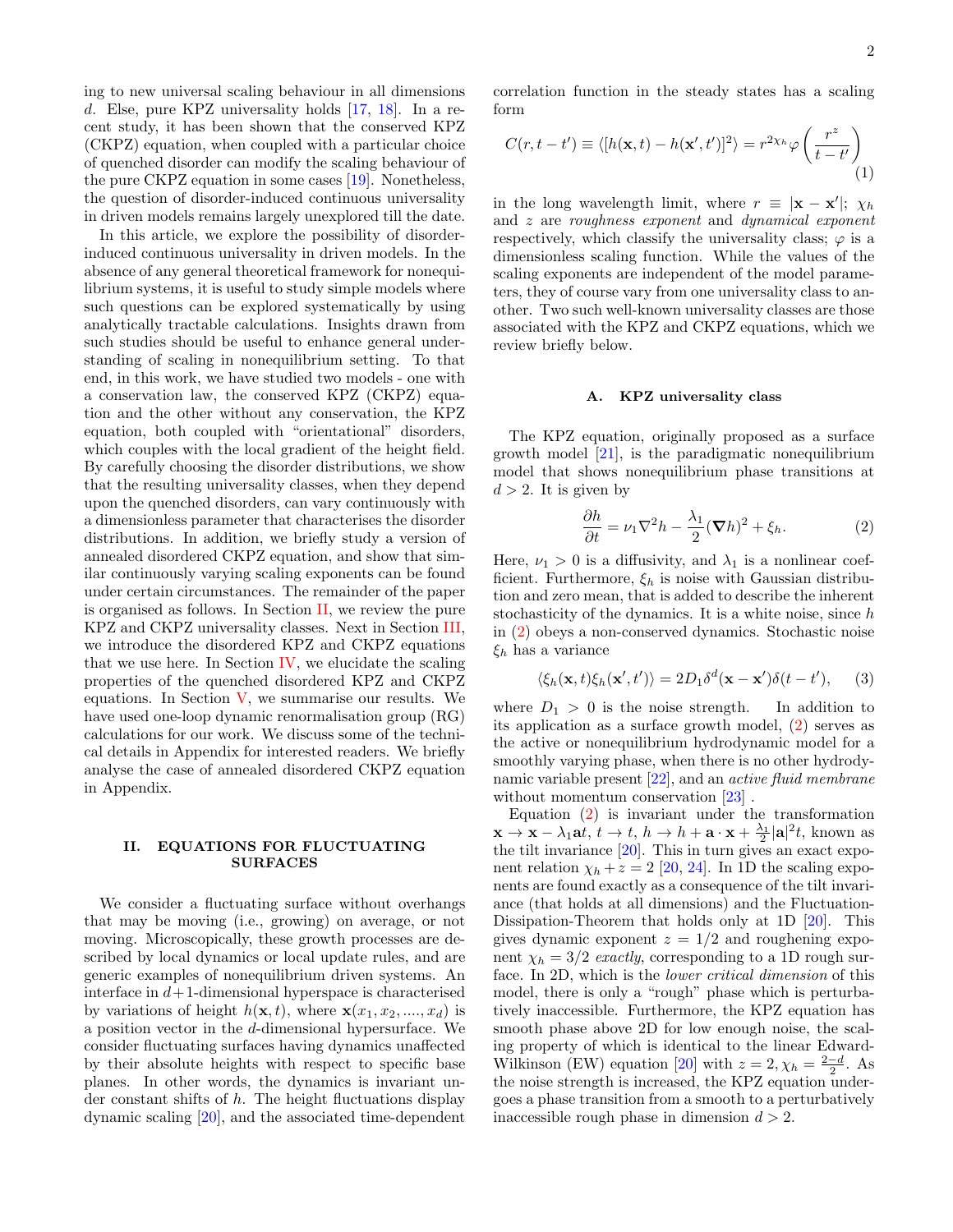ing to new universal scaling behaviour in all dimensions $d$. Else, pure KPZ universality holds [17, 18]. In a recent study, it has been shown that the conserved KPZ (CKPZ) equation, when coupled with a particular choice of quenched disorder can modify the scaling behaviour of the pure CKPZ equation in some cases [19]. Nonetheless, the question of disorder-induced continuous universality in driven models remains largely unexplored till the date.

In this article, we explore the possibility of disorder-induced continuous universality in driven models. In the absence of any general theoretical framework for nonequilibrium systems, it is useful to study simple models where such questions can be explored systematically by using analytically tractable calculations. Insights drawn from such studies should be useful to enhance general understanding of scaling in nonequilibrium setting. To that end, in this work, we have studied two models - one with a conservation law, the conserved KPZ (CKPZ) equation and the other without any conservation, the KPZ equation, both coupled with "orientational" disorders, which couples with the local gradient of the height field. By carefully choosing the disorder distributions, we show that the resulting universality classes, when they depend upon the quenched disorders, can vary continuously with a dimensionless parameter that characterises the disorder distributions. In addition, we briefly study a version of annealed disordered CKPZ equation, and show that similar continuously varying scaling exponents can be found under certain circumstances. The remainder of the paper is organised as follows. In Section II, we review the pure KPZ and CKPZ universality classes. Next in Section III, we introduce the disordered KPZ and CKPZ equations that we use here. In Section IV, we elucidate the scaling properties of the quenched disordered KPZ and CKPZ equations. In Section V, we summarise our results. We have used one-loop dynamic renormalisation group (RG) calculations for our work. We discuss some of the technical details in Appendix for interested readers. We briefly analyse the case of annealed disordered CKPZ equation in Appendix.

## II. EQUATIONS FOR FLUCTUATING SURFACES

We consider a fluctuating surface without overhangs that may be moving (i.e., growing) on average, or not moving. Microscopically, these growth processes are described by local dynamics or local update rules, and are generic examples of nonequilibrium driven systems. An interface in $d+1$-dimensional hyperspace is characterised by variations of height $h(\mathbf{x},t)$, where $\mathbf{x}(x_1,x_2,....,x_d)$ is a position vector in the $d$-dimensional hypersurface. We consider fluctuating surfaces having dynamics unaffected by their absolute heights with respect to specific base planes. In other words, the dynamics is invariant under constant shifts of $h$. The height fluctuations display dynamic scaling [20], and the associated time-dependent correlation function in the steady states has a scaling form

$$C(r,t-t') \equiv \langle [h(\mathbf{x},t)-h(\mathbf{x}',t')]^2\rangle = r^{2\chi_h}\varphi\left(\frac{r^z}{t-t'}\right) \tag{1}$$

in the long wavelength limit, where $r \equiv |\mathbf{x}-\mathbf{x}'|$; $\chi_h$ and $z$ are *roughness exponent* and *dynamical exponent* respectively, which classify the universality class; $\varphi$ is a dimensionless scaling function. While the values of the scaling exponents are independent of the model parameters, they of course vary from one universality class to another. Two such well-known universality classes are those associated with the KPZ and CKPZ equations, which we review briefly below.

### A. KPZ universality class

The KPZ equation, originally proposed as a surface growth model [21], is the paradigmatic nonequilibrium model that shows nonequilibrium phase transitions at $d>2$. It is given by

$$\frac{\partial h}{\partial t} = \nu_1\nabla^2 h - \frac{\lambda_1}{2}(\boldsymbol{\nabla} h)^2 + \xi_h. \tag{2}$$

Here, $\nu_1>0$ is a diffusivity, and $\lambda_1$ is a nonlinear coefficient. Furthermore, $\xi_h$ is noise with Gaussian distribution and zero mean, that is added to describe the inherent stochasticity of the dynamics. It is a white noise, since $h$ in (2) obeys a non-conserved dynamics. Stochastic noise $\xi_h$ has a variance

$$\langle \xi_h(\mathbf{x},t)\xi_h(\mathbf{x}',t')\rangle = 2D_1\delta^d(\mathbf{x}-\mathbf{x}')\delta(t-t'), \tag{3}$$

where $D_1>0$ is the noise strength. In addition to its application as a surface growth model, (2) serves as the active or nonequilibrium hydrodynamic model for a smoothly varying phase, when there is no other hydrodynamic variable present [22], and an *active fluid membrane* without momentum conservation [23] .

Equation (2) is invariant under the transformation $\mathbf{x}\to\mathbf{x}-\lambda_1\mathbf{a}t$, $t\to t$, $h\to h+\mathbf{a}\cdot\mathbf{x}+\frac{\lambda_1}{2}|\mathbf{a}|^2t$, known as the tilt invariance [20]. This in turn gives an exact exponent relation $\chi_h+z=2$ [20, 24]. In 1D the scaling exponents are found exactly as a consequence of the tilt invariance (that holds at all dimensions) and the Fluctuation-Dissipation-Theorem that holds only at 1D [20]. This gives dynamic exponent $z=1/2$ and roughening exponent $\chi_h=3/2$ *exactly*, corresponding to a 1D rough surface. In 2D, which is the *lower critical dimension* of this model, there is only a "rough" phase which is perturbatively inaccessible. Furthermore, the KPZ equation has smooth phase above 2D for low enough noise, the scaling property of which is identical to the linear Edward-Wilkinson (EW) equation [20] with $z=2, \chi_h=\frac{2-d}{2}$. As the noise strength is increased, the KPZ equation undergoes a phase transition from a smooth to a perturbatively inaccessible rough phase in dimension $d>2$.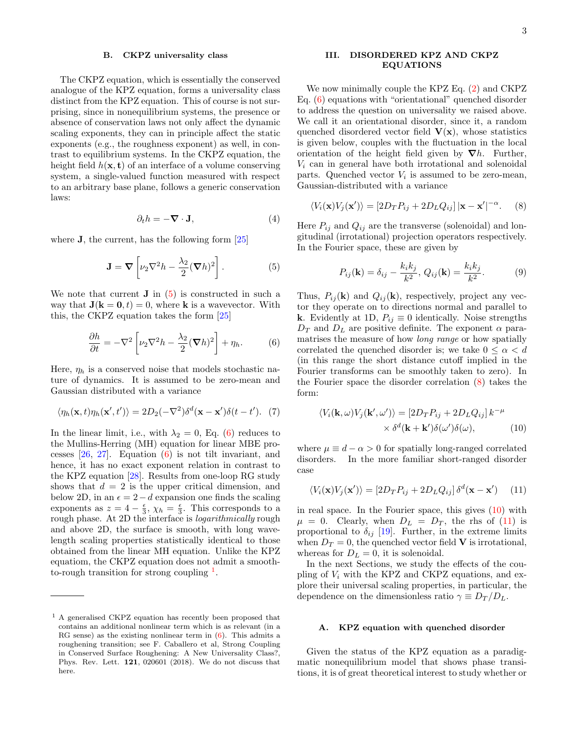### B. CKPZ universality class

The CKPZ equation, which is essentially the conserved analogue of the KPZ equation, forms a universality class distinct from the KPZ equation. This of course is not surprising, since in nonequilibrium systems, the presence or absence of conservation laws not only affect the dynamic scaling exponents, they can in principle affect the static exponents (e.g., the roughness exponent) as well, in contrast to equilibrium systems. In the CKPZ equation, the height field $h(\mathbf{x}, \mathbf{t})$ of an interface of a volume conserving system, a single-valued function measured with respect to an arbitrary base plane, follows a generic conservation laws:

$$\partial_t h = -\boldsymbol{\nabla}\cdot\mathbf{J}, \tag{4}$$

where $\mathbf{J}$, the current, has the following form [25]

$$\mathbf{J} = \boldsymbol{\nabla}\left[\nu_2\nabla^2 h - \frac{\lambda_2}{2}(\boldsymbol{\nabla} h)^2\right]. \tag{5}$$

We note that current $\mathbf{J}$ in (5) is constructed in such a way that $\mathbf{J}(\mathbf{k}=\mathbf{0}, t) = 0$, where $\mathbf{k}$ is a wavevector. With this, the CKPZ equation takes the form [25]

$$\frac{\partial h}{\partial t} = -\nabla^2\left[\nu_2\nabla^2 h - \frac{\lambda_2}{2}(\boldsymbol{\nabla} h)^2\right] + \eta_h. \tag{6}$$

Here, $\eta_h$ is a conserved noise that models stochastic nature of dynamics. It is assumed to be zero-mean and Gaussian distributed with a variance

$$\langle\eta_h(\mathbf{x},t)\eta_h(\mathbf{x}',t')\rangle = 2D_2(-\nabla^2)\delta^d(\mathbf{x}-\mathbf{x}')\delta(t-t'). \tag{7}$$

In the linear limit, i.e., with $\lambda_2 = 0$, Eq. (6) reduces to the Mullins-Herring (MH) equation for linear MBE processes [26, 27]. Equation (6) is not tilt invariant, and hence, it has no exact exponent relation in contrast to the KPZ equation [28]. Results from one-loop RG study shows that $d = 2$ is the upper critical dimension, and below 2D, in an $\epsilon = 2-d$ expansion one finds the scaling exponents as $z = 4 - \frac{\epsilon}{3}$, $\chi_h = \frac{\epsilon}{3}$. This corresponds to a rough phase. At 2D the interface is *logarithmically* rough and above 2D, the surface is smooth, with long wavelength scaling properties statistically identical to those obtained from the linear MH equation. Unlike the KPZ equatiom, the CKPZ equation does not admit a smooth-to-rough transition for strong coupling [1].

[1] A generalised CKPZ equation has recently been proposed that contains an additional nonlinear term which is as relevant (in a RG sense) as the existing nonlinear term in (6). This admits a roughening transition; see F. Caballero et al, Strong Coupling in Conserved Surface Roughening: A New Universality Class?, Phys. Rev. Lett. **121**, 020601 (2018). We do not discuss that here.

## III. DISORDERED KPZ AND CKPZ EQUATIONS

We now minimally couple the KPZ Eq. (2) and CKPZ Eq. (6) equations with "orientational" quenched disorder to address the question on universality we raised above. We call it an orientational disorder, since it, a random quenched disordered vector field $\mathbf{V}(\mathbf{x})$, whose statistics is given below, couples with the fluctuation in the local orientation of the height field given by $\boldsymbol{\nabla} h$. Further, $V_i$ can in general have both irrotational and solenoidal parts. Quenched vector $V_i$ is assumed to be zero-mean, Gaussian-distributed with a variance

$$\langle V_i(\mathbf{x})V_j(\mathbf{x}')\rangle = [2D_T P_{ij} + 2D_L Q_{ij}]\,|\mathbf{x}-\mathbf{x}'|^{-\alpha}. \tag{8}$$

Here $P_{ij}$ and $Q_{ij}$ are the transverse (solenoidal) and longitudinal (irrotational) projection operators respectively. In the Fourier space, these are given by

$$P_{ij}(\mathbf{k}) = \delta_{ij} - \frac{k_i k_j}{k^2},\; Q_{ij}(\mathbf{k}) = \frac{k_i k_j}{k^2}. \tag{9}$$

Thus, $P_{ij}(\mathbf{k})$ and $Q_{ij}(\mathbf{k})$, respectively, project any vector they operate on to directions normal and parallel to $\mathbf{k}$. Evidently at 1D, $P_{ij} \equiv 0$ identically. Noise strengths $D_T$ and $D_L$ are positive definite. The exponent $\alpha$ paramatrises the measure of how *long range* or how spatially correlated the quenched disorder is; we take $0 \leq \alpha < d$ (in this range the short distance cutoff implied in the Fourier transforms can be smoothly taken to zero). In the Fourier space the disorder correlation (8) takes the form:

$$\langle V_i(\mathbf{k},\omega)V_j(\mathbf{k}',\omega')\rangle = [2D_T P_{ij} + 2D_L Q_{ij}]\,k^{-\mu} \times \delta^d(\mathbf{k}+\mathbf{k}')\delta(\omega')\delta(\omega), \tag{10}$$

where $\mu \equiv d - \alpha > 0$ for spatially long-ranged correlated disorders. In the more familiar short-ranged disorder case

$$\langle V_i(\mathbf{x})V_j(\mathbf{x}')\rangle = [2D_T P_{ij} + 2D_L Q_{ij}]\,\delta^d(\mathbf{x}-\mathbf{x}') \tag{11}$$

in real space. In the Fourier space, this gives (10) with $\mu = 0$. Clearly, when $D_L = D_T$, the rhs of (11) is proportional to $\delta_{ij}$ [19]. Further, in the extreme limits when $D_T = 0$, the quenched vector field $\mathbf{V}$ is irrotational, whereas for $D_L = 0$, it is solenoidal.

In the next Sections, we study the effects of the coupling of $V_i$ with the KPZ and CKPZ equations, and explore their universal scaling properties, in particular, the dependence on the dimensionless ratio $\gamma \equiv D_T/D_L$.

### A. KPZ equation with quenched disorder

Given the status of the KPZ equation as a paradigmatic nonequilibrium model that shows phase transitions, it is of great theoretical interest to study whether or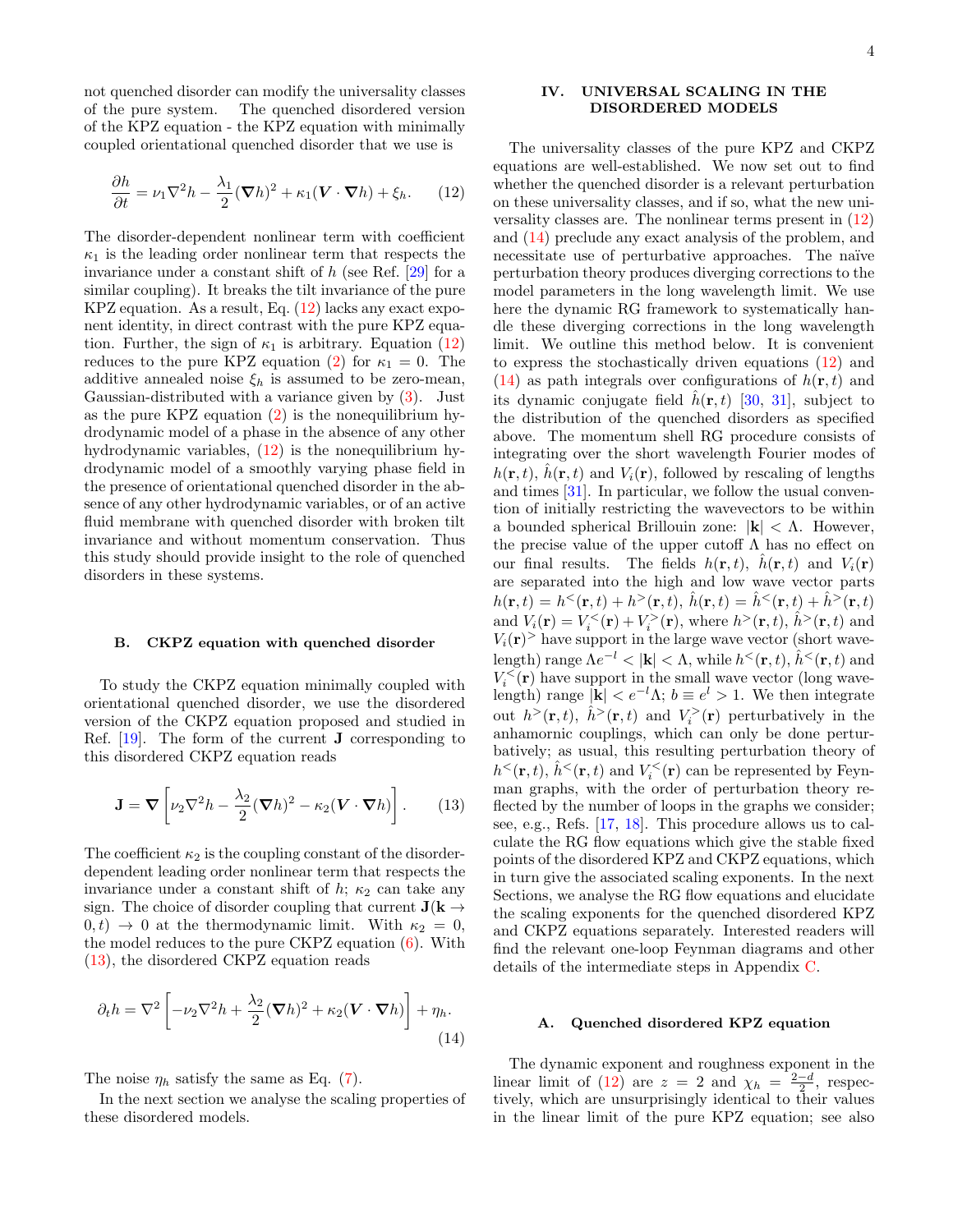not quenched disorder can modify the universality classes of the pure system. The quenched disordered version of the KPZ equation - the KPZ equation with minimally coupled orientational quenched disorder that we use is

$$\frac{\partial h}{\partial t} = \nu_1 \nabla^2 h - \frac{\lambda_1}{2}(\boldsymbol{\nabla} h)^2 + \kappa_1 (\boldsymbol{V}\cdot\boldsymbol{\nabla} h) + \xi_h. \tag{12}$$

The disorder-dependent nonlinear term with coefficient $\kappa_1$ is the leading order nonlinear term that respects the invariance under a constant shift of $h$ (see Ref. [29] for a similar coupling). It breaks the tilt invariance of the pure KPZ equation. As a result, Eq. (12) lacks any exact exponent identity, in direct contrast with the pure KPZ equation. Further, the sign of $\kappa_1$ is arbitrary. Equation (12) reduces to the pure KPZ equation (2) for $\kappa_1 = 0$. The additive annealed noise $\xi_h$ is assumed to be zero-mean, Gaussian-distributed with a variance given by (3). Just as the pure KPZ equation (2) is the nonequilibrium hydrodynamic model of a phase in the absence of any other hydrodynamic variables, (12) is the nonequilibrium hydrodynamic model of a smoothly varying phase field in the presence of orientational quenched disorder in the absence of any other hydrodynamic variables, or of an active fluid membrane with quenched disorder with broken tilt invariance and without momentum conservation. Thus this study should provide insight to the role of quenched disorders in these systems.

### B. CKPZ equation with quenched disorder

To study the CKPZ equation minimally coupled with orientational quenched disorder, we use the disordered version of the CKPZ equation proposed and studied in Ref. [19]. The form of the current $\mathbf{J}$ corresponding to this disordered CKPZ equation reads

$$\mathbf{J} = \boldsymbol{\nabla}\left[\nu_2 \nabla^2 h - \frac{\lambda_2}{2}(\boldsymbol{\nabla} h)^2 - \kappa_2 (\boldsymbol{V}\cdot\boldsymbol{\nabla} h)\right]. \tag{13}$$

The coefficient $\kappa_2$ is the coupling constant of the disorder-dependent leading order nonlinear term that respects the invariance under a constant shift of $h$; $\kappa_2$ can take any sign. The choice of disorder coupling that current $\mathbf{J}(\mathbf{k}\to 0, t) \to 0$ at the thermodynamic limit. With $\kappa_2 = 0$, the model reduces to the pure CKPZ equation (6). With (13), the disordered CKPZ equation reads

$$\partial_t h = \nabla^2\left[-\nu_2 \nabla^2 h + \frac{\lambda_2}{2}(\boldsymbol{\nabla} h)^2 + \kappa_2(\boldsymbol{V}\cdot\boldsymbol{\nabla} h)\right] + \eta_h. \tag{14}$$

The noise $\eta_h$ satisfy the same as Eq. (7).

In the next section we analyse the scaling properties of these disordered models.

## IV. UNIVERSAL SCALING IN THE DISORDERED MODELS

The universality classes of the pure KPZ and CKPZ equations are well-established. We now set out to find whether the quenched disorder is a relevant perturbation on these universality classes, and if so, what the new universality classes are. The nonlinear terms present in (12) and (14) preclude any exact analysis of the problem, and necessitate use of perturbative approaches. The naïve perturbation theory produces diverging corrections to the model parameters in the long wavelength limit. We use here the dynamic RG framework to systematically handle these diverging corrections in the long wavelength limit. We outline this method below. It is convenient to express the stochastically driven equations (12) and (14) as path integrals over configurations of $h(\mathbf{r},t)$ and its dynamic conjugate field $\hat{h}(\mathbf{r},t)$ [30, 31], subject to the distribution of the quenched disorders as specified above. The momentum shell RG procedure consists of integrating over the short wavelength Fourier modes of $h(\mathbf{r},t)$, $\hat{h}(\mathbf{r},t)$ and $V_i(\mathbf{r})$, followed by rescaling of lengths and times [31]. In particular, we follow the usual convention of initially restricting the wavevectors to be within a bounded spherical Brillouin zone: $|\mathbf{k}| < \Lambda$. However, the precise value of the upper cutoff $\Lambda$ has no effect on our final results. The fields $h(\mathbf{r},t)$, $\hat{h}(\mathbf{r},t)$ and $V_i(\mathbf{r})$ are separated into the high and low wave vector parts $h(\mathbf{r},t) = h^<(\mathbf{r},t) + h^>(\mathbf{r},t)$, $\hat{h}(\mathbf{r},t) = \hat{h}^<(\mathbf{r},t) + \hat{h}^>(\mathbf{r},t)$ and $V_i(\mathbf{r}) = V_i^<(\mathbf{r}) + V_i^>(\mathbf{r})$, where $h^>(\mathbf{r},t)$, $\hat{h}^>(\mathbf{r},t)$ and $V_i(\mathbf{r})^>$ have support in the large wave vector (short wavelength) range $\Lambda e^{-l} < |\mathbf{k}| < \Lambda$, while $h^<(\mathbf{r},t)$, $\hat{h}^<(\mathbf{r},t)$ and $V_i^<(\mathbf{r})$ have support in the small wave vector (long wavelength) range $|\mathbf{k}| < e^{-l}\Lambda$; $b \equiv e^l > 1$. We then integrate out $h^>(\mathbf{r},t)$, $\hat{h}^>(\mathbf{r},t)$ and $V_i^>(\mathbf{r})$ perturbatively in the anhamornic couplings, which can only be done perturbatively; as usual, this resulting perturbation theory of $h^<(\mathbf{r},t)$, $\hat{h}^<(\mathbf{r},t)$ and $V_i^<(\mathbf{r})$ can be represented by Feynman graphs, with the order of perturbation theory reflected by the number of loops in the graphs we consider; see, e.g., Refs. [17, 18]. This procedure allows us to calculate the RG flow equations which give the stable fixed points of the disordered KPZ and CKPZ equations, which in turn give the associated scaling exponents. In the next Sections, we analyse the RG flow equations and elucidate the scaling exponents for the quenched disordered KPZ and CKPZ equations separately. Interested readers will find the relevant one-loop Feynman diagrams and other details of the intermediate steps in Appendix C.

### A. Quenched disordered KPZ equation

The dynamic exponent and roughness exponent in the linear limit of (12) are $z = 2$ and $\chi_h = \frac{2-d}{2}$, respectively, which are unsurprisingly identical to their values in the linear limit of the pure KPZ equation; see also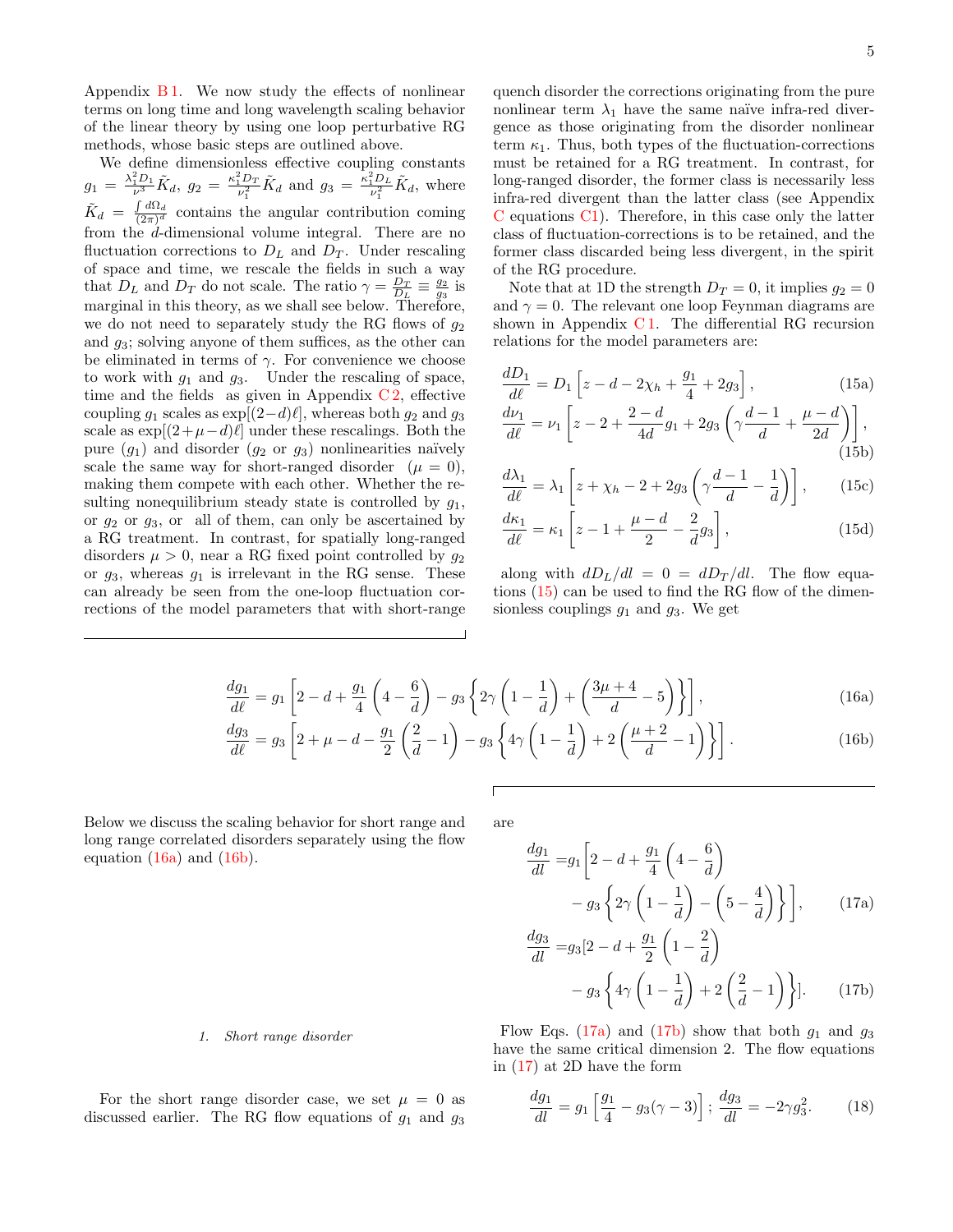Appendix B 1. We now study the effects of nonlinear terms on long time and long wavelength scaling behavior of the linear theory by using one loop perturbative RG methods, whose basic steps are outlined above.

We define dimensionless effective coupling constants $g_1 = \frac{\lambda_1^2 D_1}{\nu^3}\tilde{K}_d$, $g_2 = \frac{\kappa_1^2 D_T}{\nu_1^2}\tilde{K}_d$ and $g_3 = \frac{\kappa_1^2 D_L}{\nu_1^2}\tilde{K}_d$, where $\tilde{K}_d = \frac{\int d\Omega_d}{(2\pi)^d}$ contains the angular contribution coming from the $d$-dimensional volume integral. There are no fluctuation corrections to $D_L$ and $D_T$. Under rescaling of space and time, we rescale the fields in such a way that $D_L$ and $D_T$ do not scale. The ratio $\gamma = \frac{D_T}{D_L} \equiv \frac{g_2}{g_3}$ is marginal in this theory, as we shall see below. Therefore, we do not need to separately study the RG flows of $g_2$ and $g_3$; solving anyone of them suffices, as the other can be eliminated in terms of $\gamma$. For convenience we choose to work with $g_1$ and $g_3$. Under the rescaling of space, time and the fields as given in Appendix C 2, effective coupling $g_1$ scales as $\exp[(2-d)\ell]$, whereas both $g_2$ and $g_3$ scale as $\exp[(2+\mu-d)\ell]$ under these rescalings. Both the pure ($g_1$) and disorder ($g_2$ or $g_3$) nonlinearities naïvely scale the same way for short-ranged disorder ($\mu = 0$), making them compete with each other. Whether the resulting nonequilibrium steady state is controlled by $g_1$, or $g_2$ or $g_3$, or all of them, can only be ascertained by a RG treatment. In contrast, for spatially long-ranged disorders $\mu > 0$, near a RG fixed point controlled by $g_2$ or $g_3$, whereas $g_1$ is irrelevant in the RG sense. These can already be seen from the one-loop fluctuation corrections of the model parameters that with short-range quench disorder the corrections originating from the pure nonlinear term $\lambda_1$ have the same naïve infra-red divergence as those originating from the disorder nonlinear term $\kappa_1$. Thus, both types of the fluctuation-corrections must be retained for a RG treatment. In contrast, for long-ranged disorder, the former class is necessarily less infra-red divergent than the latter class (see Appendix C equations C1). Therefore, in this case only the latter class of fluctuation-corrections is to be retained, and the former class discarded being less divergent, in the spirit of the RG procedure.

Note that at 1D the strength $D_T = 0$, it implies $g_2 = 0$ and $\gamma = 0$. The relevant one loop Feynman diagrams are shown in Appendix C 1. The differential RG recursion relations for the model parameters are:

$$\frac{dD_1}{d\ell} = D_1\left[z - d - 2\chi_h + \frac{g_1}{4} + 2g_3\right], \tag{15a}$$

$$\frac{d\nu_1}{d\ell} = \nu_1\left[z - 2 + \frac{2-d}{4d}g_1 + 2g_3\left(\gamma\frac{d-1}{d} + \frac{\mu-d}{2d}\right)\right], \tag{15b}$$

$$\frac{d\lambda_1}{d\ell} = \lambda_1\left[z + \chi_h - 2 + 2g_3\left(\gamma\frac{d-1}{d} - \frac{1}{d}\right)\right], \tag{15c}$$

$$\frac{d\kappa_1}{d\ell} = \kappa_1\left[z - 1 + \frac{\mu-d}{2} - \frac{2}{d}g_3\right], \tag{15d}$$

along with $dD_L/dl = 0 = dD_T/dl$. The flow equations (15) can be used to find the RG flow of the dimensionless couplings $g_1$ and $g_3$. We get

$$\frac{dg_1}{d\ell} = g_1\left[2 - d + \frac{g_1}{4}\left(4 - \frac{6}{d}\right) - g_3\left\{2\gamma\left(1 - \frac{1}{d}\right) + \left(\frac{3\mu+4}{d} - 5\right)\right\}\right], \tag{16a}$$

$$\frac{dg_3}{d\ell} = g_3\left[2 + \mu - d - \frac{g_1}{2}\left(\frac{2}{d} - 1\right) - g_3\left\{4\gamma\left(1 - \frac{1}{d}\right) + 2\left(\frac{\mu+2}{d} - 1\right)\right\}\right]. \tag{16b}$$

Below we discuss the scaling behavior for short range and long range correlated disorders separately using the flow equation (16a) and (16b).

#### 1. Short range disorder

For the short range disorder case, we set $\mu = 0$ as discussed earlier. The RG flow equations of $g_1$ and $g_3$ are

$$\begin{aligned}\frac{dg_1}{dl} =& g_1\Bigg[2 - d + \frac{g_1}{4}\left(4 - \frac{6}{d}\right) \\ & - g_3\left\{2\gamma\left(1 - \frac{1}{d}\right) - \left(5 - \frac{4}{d}\right)\right\}\Bigg],\end{aligned} \tag{17a}$$

$$\begin{aligned}\frac{dg_3}{dl} =& g_3[2 - d + \frac{g_1}{2}\left(1 - \frac{2}{d}\right) \\ & - g_3\left\{4\gamma\left(1 - \frac{1}{d}\right) + 2\left(\frac{2}{d} - 1\right)\right\}].\end{aligned} \tag{17b}$$

Flow Eqs. (17a) and (17b) show that both $g_1$ and $g_3$ have the same critical dimension 2. The flow equations in (17) at 2D have the form

$$\frac{dg_1}{dl} = g_1\left[\frac{g_1}{4} - g_3(\gamma - 3)\right]; \; \frac{dg_3}{dl} = -2\gamma g_3^2. \tag{18}$$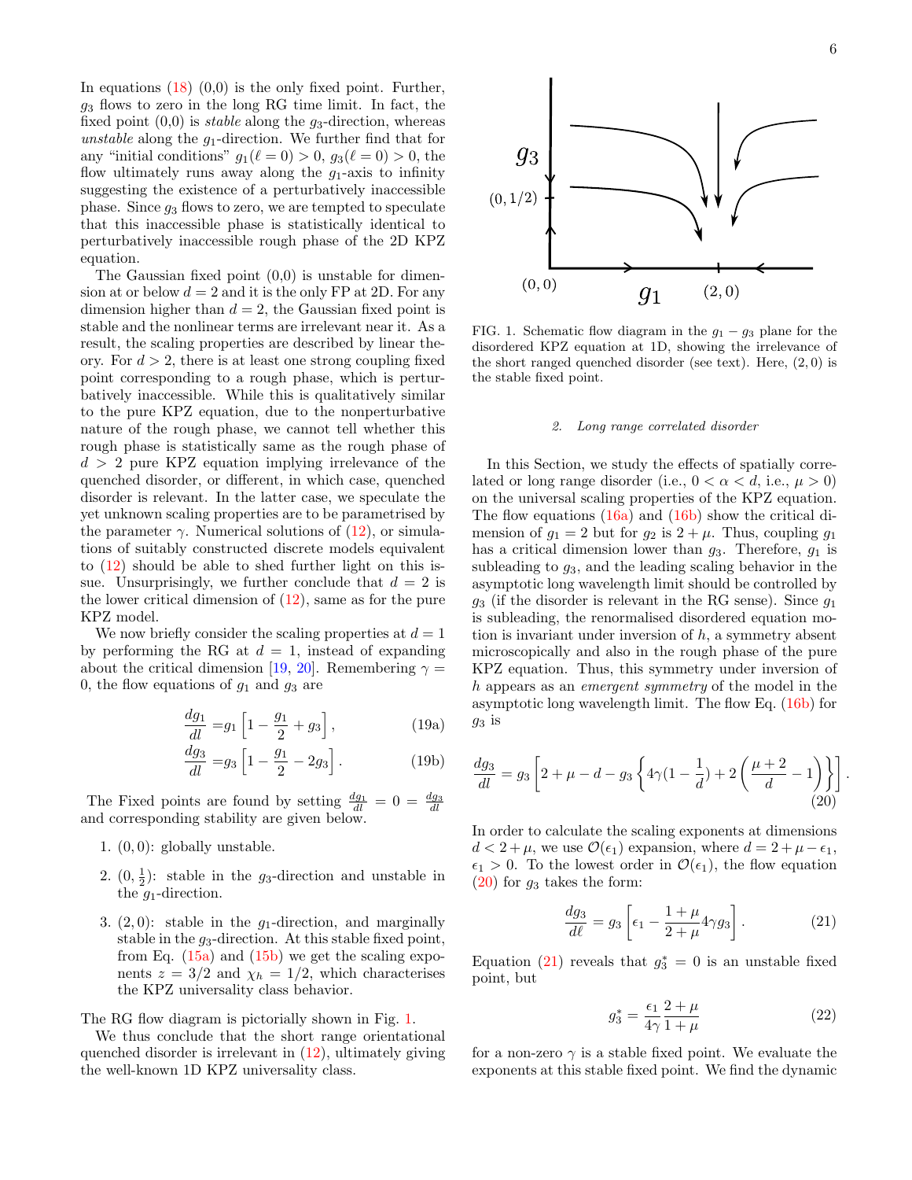In equations (18) (0,0) is the only fixed point. Further, $g_3$ flows to zero in the long RG time limit. In fact, the fixed point (0,0) is *stable* along the $g_3$-direction, whereas *unstable* along the $g_1$-direction. We further find that for any "initial conditions" $g_1(\ell = 0) > 0$, $g_3(\ell = 0) > 0$, the flow ultimately runs away along the $g_1$-axis to infinity suggesting the existence of a perturbatively inaccessible phase. Since $g_3$ flows to zero, we are tempted to speculate that this inaccessible phase is statistically identical to perturbatively inaccessible rough phase of the 2D KPZ equation.

The Gaussian fixed point (0,0) is unstable for dimension at or below $d = 2$ and it is the only FP at 2D. For any dimension higher than $d = 2$, the Gaussian fixed point is stable and the nonlinear terms are irrelevant near it. As a result, the scaling properties are described by linear theory. For $d > 2$, there is at least one strong coupling fixed point corresponding to a rough phase, which is perturbatively inaccessible. While this is qualitatively similar to the pure KPZ equation, due to the nonperturbative nature of the rough phase, we cannot tell whether this rough phase is statistically same as the rough phase of $d > 2$ pure KPZ equation implying irrelevance of the quenched disorder, or different, in which case, quenched disorder is relevant. In the latter case, we speculate the yet unknown scaling properties are to be parametrised by the parameter $\gamma$. Numerical solutions of (12), or simulations of suitably constructed discrete models equivalent to (12) should be able to shed further light on this issue. Unsurprisingly, we further conclude that $d = 2$ is the lower critical dimension of (12), same as for the pure KPZ model.

We now briefly consider the scaling properties at $d = 1$ by performing the RG at $d = 1$, instead of expanding about the critical dimension [19, 20]. Remembering $\gamma = 0$, the flow equations of $g_1$ and $g_3$ are

$$\frac{dg_1}{dl} = g_1\left[1 - \frac{g_1}{2} + g_3\right], \tag{19a}$$

$$\frac{dg_3}{dl} = g_3\left[1 - \frac{g_1}{2} - 2g_3\right]. \tag{19b}$$

The Fixed points are found by setting $\frac{dg_1}{dl} = 0 = \frac{dg_3}{dl}$ and corresponding stability are given below.

1. $(0, 0)$: globally unstable.
2. $(0, \frac{1}{2})$: stable in the $g_3$-direction and unstable in the $g_1$-direction.
3. $(2, 0)$: stable in the $g_1$-direction, and marginally stable in the $g_3$-direction. At this stable fixed point, from Eq. (15a) and (15b) we get the scaling exponents $z = 3/2$ and $\chi_h = 1/2$, which characterises the KPZ universality class behavior.

The RG flow diagram is pictorially shown in Fig. 1.

We thus conclude that the short range orientational quenched disorder is irrelevant in (12), ultimately giving the well-known 1D KPZ universality class.

FIG. 1. Schematic flow diagram in the $g_1 - g_3$ plane for the disordered KPZ equation at 1D, showing the irrelevance of the short ranged quenched disorder (see text). Here, $(2, 0)$ is the stable fixed point.

### 2. Long range correlated disorder

In this Section, we study the effects of spatially correlated or long range disorder (i.e., $0 < \alpha < d$, i.e., $\mu > 0$) on the universal scaling properties of the KPZ equation. The flow equations (16a) and (16b) show the critical dimension of $g_1 = 2$ but for $g_2$ is $2 + \mu$. Thus, coupling $g_1$ has a critical dimension lower than $g_3$. Therefore, $g_1$ is subleading to $g_3$, and the leading scaling behavior in the asymptotic long wavelength limit should be controlled by $g_3$ (if the disorder is relevant in the RG sense). Since $g_1$ is subleading, the renormalised disordered equation motion is invariant under inversion of $h$, a symmetry absent microscopically and also in the rough phase of the pure KPZ equation. Thus, this symmetry under inversion of $h$ appears as an *emergent symmetry* of the model in the asymptotic long wavelength limit. The flow Eq. (16b) for $g_3$ is

$$\frac{dg_3}{dl} = g_3\left[2 + \mu - d - g_3\left\{4\gamma(1 - \frac{1}{d}) + 2\left(\frac{\mu + 2}{d} - 1\right)\right\}\right]. \tag{20}$$

In order to calculate the scaling exponents at dimensions $d < 2 + \mu$, we use $\mathcal{O}(\epsilon_1)$ expansion, where $d = 2 + \mu - \epsilon_1$, $\epsilon_1 > 0$. To the lowest order in $\mathcal{O}(\epsilon_1)$, the flow equation (20) for $g_3$ takes the form:

$$\frac{dg_3}{d\ell} = g_3\left[\epsilon_1 - \frac{1 + \mu}{2 + \mu}4\gamma g_3\right]. \tag{21}$$

Equation (21) reveals that $g_3^* = 0$ is an unstable fixed point, but

$$g_3^* = \frac{\epsilon_1}{4\gamma}\frac{2 + \mu}{1 + \mu} \tag{22}$$

for a non-zero $\gamma$ is a stable fixed point. We evaluate the exponents at this stable fixed point. We find the dynamic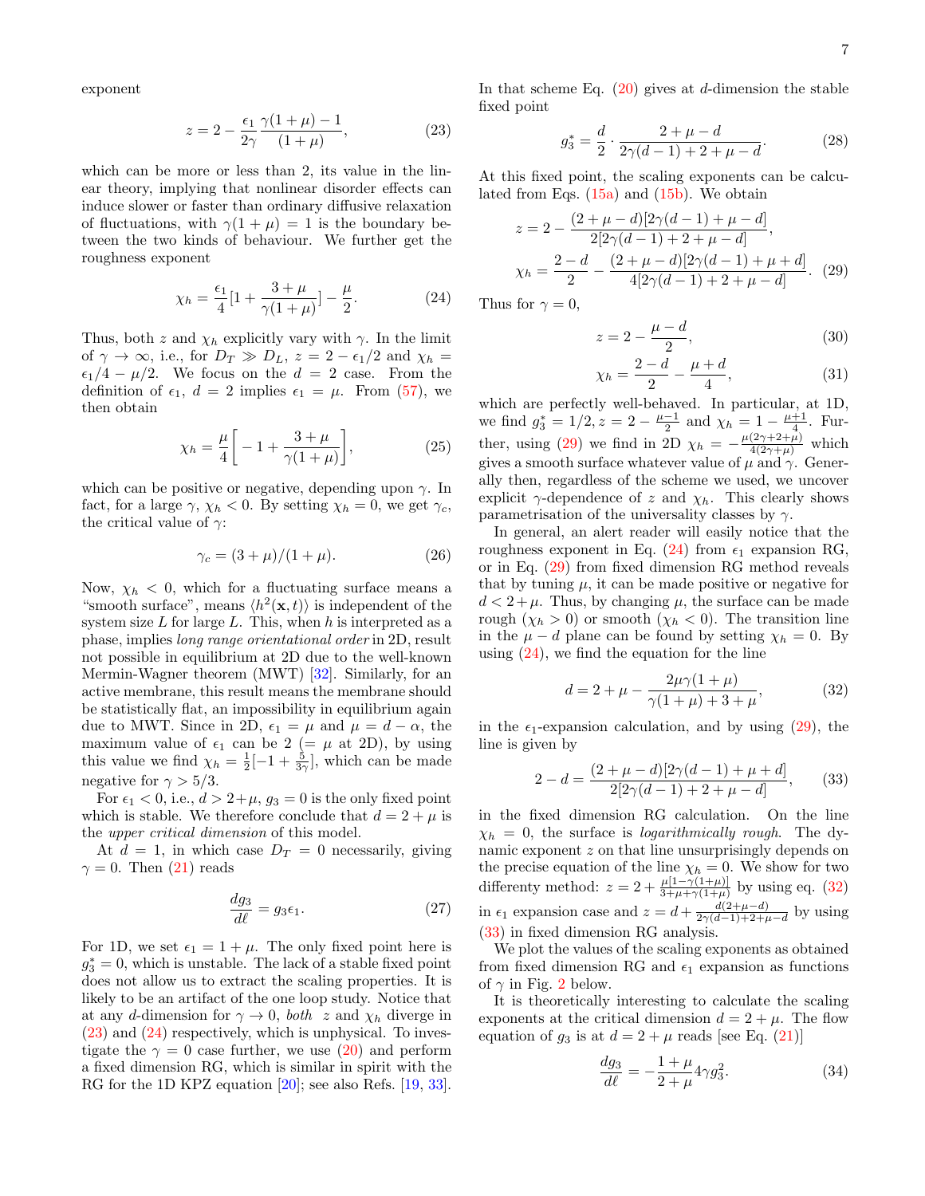exponent

$$z = 2 - \frac{\epsilon_1}{2\gamma}\frac{\gamma(1+\mu)-1}{(1+\mu)}, \tag{23}$$

which can be more or less than 2, its value in the linear theory, implying that nonlinear disorder effects can induce slower or faster than ordinary diffusive relaxation of fluctuations, with $\gamma(1+\mu)=1$ is the boundary between the two kinds of behaviour. We further get the roughness exponent

$$\chi_h = \frac{\epsilon_1}{4}[1+\frac{3+\mu}{\gamma(1+\mu)}] - \frac{\mu}{2}. \tag{24}$$

Thus, both $z$ and $\chi_h$ explicitly vary with $\gamma$. In the limit of $\gamma \to \infty$, i.e., for $D_T \gg D_L$, $z = 2-\epsilon_1/2$ and $\chi_h = \epsilon_1/4 - \mu/2$. We focus on the $d=2$ case. From the definition of $\epsilon_1$, $d=2$ implies $\epsilon_1 = \mu$. From (57), we then obtain

$$\chi_h = \frac{\mu}{4}\bigg[-1+\frac{3+\mu}{\gamma(1+\mu)}\bigg], \tag{25}$$

which can be positive or negative, depending upon $\gamma$. In fact, for a large $\gamma$, $\chi_h<0$. By setting $\chi_h=0$, we get $\gamma_c$, the critical value of $\gamma$:

$$\gamma_c = (3+\mu)/(1+\mu). \tag{26}$$

Now, $\chi_h<0$, which for a fluctuating surface means a "smooth surface", means $\langle h^2(\mathbf{x},t)\rangle$ is independent of the system size $L$ for large $L$. This, when $h$ is interpreted as a phase, implies *long range orientational order* in 2D, result not possible in equilibrium at 2D due to the well-known Mermin-Wagner theorem (MWT) [32]. Similarly, for an active membrane, this result means the membrane should be statistically flat, an impossibility in equilibrium again due to MWT. Since in 2D, $\epsilon_1=\mu$ and $\mu = d-\alpha$, the maximum value of $\epsilon_1$ can be 2 ($=\mu$ at 2D), by using this value we find $\chi_h = \frac{1}{2}[-1+\frac{5}{3\gamma}]$, which can be made negative for $\gamma>5/3$.

For $\epsilon_1<0$, i.e., $d>2+\mu$, $g_3=0$ is the only fixed point which is stable. We therefore conclude that $d=2+\mu$ is the *upper critical dimension* of this model.

At $d=1$, in which case $D_T=0$ necessarily, giving $\gamma=0$. Then (21) reads

$$\frac{dg_3}{d\ell} = g_3\epsilon_1. \tag{27}$$

For 1D, we set $\epsilon_1 = 1+\mu$. The only fixed point here is $g_3^*=0$, which is unstable. The lack of a stable fixed point does not allow us to extract the scaling properties. It is likely to be an artifact of the one loop study. Notice that at any $d$-dimension for $\gamma\to 0$, *both* $z$ and $\chi_h$ diverge in (23) and (24) respectively, which is unphysical. To investigate the $\gamma=0$ case further, we use (20) and perform a fixed dimension RG, which is similar in spirit with the RG for the 1D KPZ equation [20]; see also Refs. [19, 33]. In that scheme Eq. (20) gives at $d$-dimension the stable fixed point

$$g_3^* = \frac{d}{2}\cdot\frac{2+\mu-d}{2\gamma(d-1)+2+\mu-d}. \tag{28}$$

At this fixed point, the scaling exponents can be calculated from Eqs. (15a) and (15b). We obtain

$$z = 2 - \frac{(2+\mu-d)[2\gamma(d-1)+\mu-d]}{2[2\gamma(d-1)+2+\mu-d]},$$
$$\chi_h = \frac{2-d}{2} - \frac{(2+\mu-d)[2\gamma(d-1)+\mu+d]}{4[2\gamma(d-1)+2+\mu-d]}. \tag{29}$$

Thus for $\gamma=0$,

$$z = 2-\frac{\mu-d}{2}, \tag{30}$$
$$\chi_h = \frac{2-d}{2} - \frac{\mu+d}{4}, \tag{31}$$

which are perfectly well-behaved. In particular, at 1D, we find $g_3^*=1/2$, $z = 2-\frac{\mu-1}{2}$ and $\chi_h = 1-\frac{\mu+1}{4}$. Further, using (29) we find in 2D $\chi_h = -\frac{\mu(2\gamma+2+\mu)}{4(2\gamma+\mu)}$ which gives a smooth surface whatever value of $\mu$ and $\gamma$. Generally then, regardless of the scheme we used, we uncover explicit $\gamma$-dependence of $z$ and $\chi_h$. This clearly shows parametrisation of the universality classes by $\gamma$.

In general, an alert reader will easily notice that the roughness exponent in Eq. (24) from $\epsilon_1$ expansion RG, or in Eq. (29) from fixed dimension RG method reveals that by tuning $\mu$, it can be made positive or negative for $d<2+\mu$. Thus, by changing $\mu$, the surface can be made rough ($\chi_h>0$) or smooth ($\chi_h<0$). The transition line in the $\mu-d$ plane can be found by setting $\chi_h=0$. By using (24), we find the equation for the line

$$d = 2+\mu-\frac{2\mu\gamma(1+\mu)}{\gamma(1+\mu)+3+\mu}, \tag{32}$$

in the $\epsilon_1$-expansion calculation, and by using (29), the line is given by

$$2-d = \frac{(2+\mu-d)[2\gamma(d-1)+\mu+d]}{2[2\gamma(d-1)+2+\mu-d]}, \tag{33}$$

in the fixed dimension RG calculation. On the line $\chi_h=0$, the surface is *logarithmically rough*. The dynamic exponent $z$ on that line unsurprisingly depends on the precise equation of the line $\chi_h=0$. We show for two differenty method: $z = 2+\frac{\mu[1-\gamma(1+\mu)]}{3+\mu+\gamma(1+\mu)}$ by using eq. (32) in $\epsilon_1$ expansion case and $z = d+\frac{d(2+\mu-d)}{2\gamma(d-1)+2+\mu-d}$ by using (33) in fixed dimension RG analysis.

We plot the values of the scaling exponents as obtained from fixed dimension RG and $\epsilon_1$ expansion as functions of $\gamma$ in Fig. 2 below.

It is theoretically interesting to calculate the scaling exponents at the critical dimension $d=2+\mu$. The flow equation of $g_3$ is at $d=2+\mu$ reads [see Eq. (21)]

$$\frac{dg_3}{d\ell} = -\frac{1+\mu}{2+\mu}4\gamma g_3^2. \tag{34}$$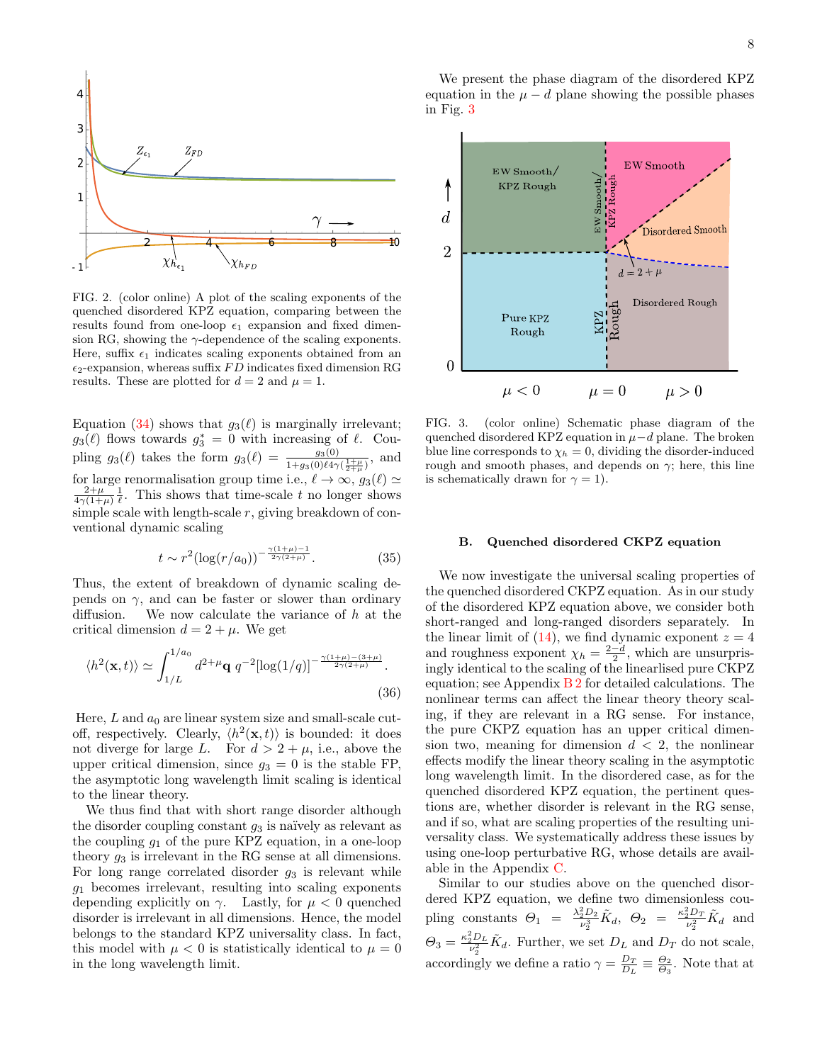FIG. 2. (color online) A plot of the scaling exponents of the quenched disordered KPZ equation, comparing between the results found from one-loop $\epsilon_1$ expansion and fixed dimension RG, showing the $\gamma$-dependence of the scaling exponents. Here, suffix $\epsilon_1$ indicates scaling exponents obtained from an $\epsilon_2$-expansion, whereas suffix $FD$ indicates fixed dimension RG results. These are plotted for $d = 2$ and $\mu = 1$.

Equation (34) shows that $g_3(\ell)$ is marginally irrelevant; $g_3(\ell)$ flows towards $g_3^* = 0$ with increasing of $\ell$. Coupling $g_3(\ell)$ takes the form $g_3(\ell) = \frac{g_3(0)}{1+g_3(0)\ell 4\gamma(\frac{1+\mu}{2+\mu})}$, and for large renormalisation group time i.e., $\ell \to \infty$, $g_3(\ell) \simeq \frac{2+\mu}{4\gamma(1+\mu)}\frac{1}{\ell}$. This shows that time-scale $t$ no longer shows simple scale with length-scale $r$, giving breakdown of conventional dynamic scaling

$$t \sim r^2(\log(r/a_0))^{-\frac{\gamma(1+\mu)-1}{2\gamma(2+\mu)}}. \tag{35}$$

Thus, the extent of breakdown of dynamic scaling depends on $\gamma$, and can be faster or slower than ordinary diffusion. We now calculate the variance of $h$ at the critical dimension $d = 2 + \mu$. We get

$$\langle h^2(\mathbf{x}, t)\rangle \simeq \int_{1/L}^{1/a_0} d^{2+\mu}\mathbf{q}\; q^{-2}[\log(1/q)]^{-\frac{\gamma(1+\mu)-(3+\mu)}{2\gamma(2+\mu)}}. \tag{36}$$

Here, $L$ and $a_0$ are linear system size and small-scale cutoff, respectively. Clearly, $\langle h^2(\mathbf{x}, t)\rangle$ is bounded: it does not diverge for large $L$. For $d > 2 + \mu$, i.e., above the upper critical dimension, since $g_3 = 0$ is the stable FP, the asymptotic long wavelength limit scaling is identical to the linear theory.

We thus find that with short range disorder although the disorder coupling constant $g_3$ is naïvely as relevant as the coupling $g_1$ of the pure KPZ equation, in a one-loop theory $g_3$ is irrelevant in the RG sense at all dimensions. For long range correlated disorder $g_3$ is relevant while $g_1$ becomes irrelevant, resulting into scaling exponents depending explicitly on $\gamma$. Lastly, for $\mu < 0$ quenched disorder is irrelevant in all dimensions. Hence, the model belongs to the standard KPZ universality class. In fact, this model with $\mu < 0$ is statistically identical to $\mu = 0$ in the long wavelength limit.

We present the phase diagram of the disordered KPZ equation in the $\mu - d$ plane showing the possible phases in Fig. 3

FIG. 3. (color online) Schematic phase diagram of the quenched disordered KPZ equation in $\mu-d$ plane. The broken blue line corresponds to $\chi_h = 0$, dividing the disorder-induced rough and smooth phases, and depends on $\gamma$; here, this line is schematically drawn for $\gamma = 1$).

### B. Quenched disordered CKPZ equation

We now investigate the universal scaling properties of the quenched disordered CKPZ equation. As in our study of the disordered KPZ equation above, we consider both short-ranged and long-ranged disorders separately. In the linear limit of (14), we find dynamic exponent $z = 4$ and roughness exponent $\chi_h = \frac{2-d}{2}$, which are unsurprisingly identical to the scaling of the linearised pure CKPZ equation; see Appendix B 2 for detailed calculations. The nonlinear terms can affect the linear theory scaling, if they are relevant in a RG sense. For instance, the pure CKPZ equation has an upper critical dimension two, meaning for dimension $d < 2$, the nonlinear effects modify the linear theory scaling in the asymptotic long wavelength limit. In the disordered case, as for the quenched disordered KPZ equation, the pertinent questions are, whether disorder is relevant in the RG sense, and if so, what are scaling properties of the resulting universality class. We systematically address these issues by using one-loop perturbative RG, whose details are available in the Appendix C.

Similar to our studies above on the quenched disordered KPZ equation, we define two dimensionless coupling constants $\Theta_1 = \frac{\lambda_2^2 D_2}{\nu_2^3}\tilde{K}_d$, $\Theta_2 = \frac{\kappa_2^2 D_T}{\nu_2^2}\tilde{K}_d$ and $\Theta_3 = \frac{\kappa_2^2 D_L}{\nu_2^2}\tilde{K}_d$. Further, we set $D_L$ and $D_T$ do not scale, accordingly we define a ratio $\gamma = \frac{D_T}{D_L} \equiv \frac{\Theta_2}{\Theta_3}$. Note that at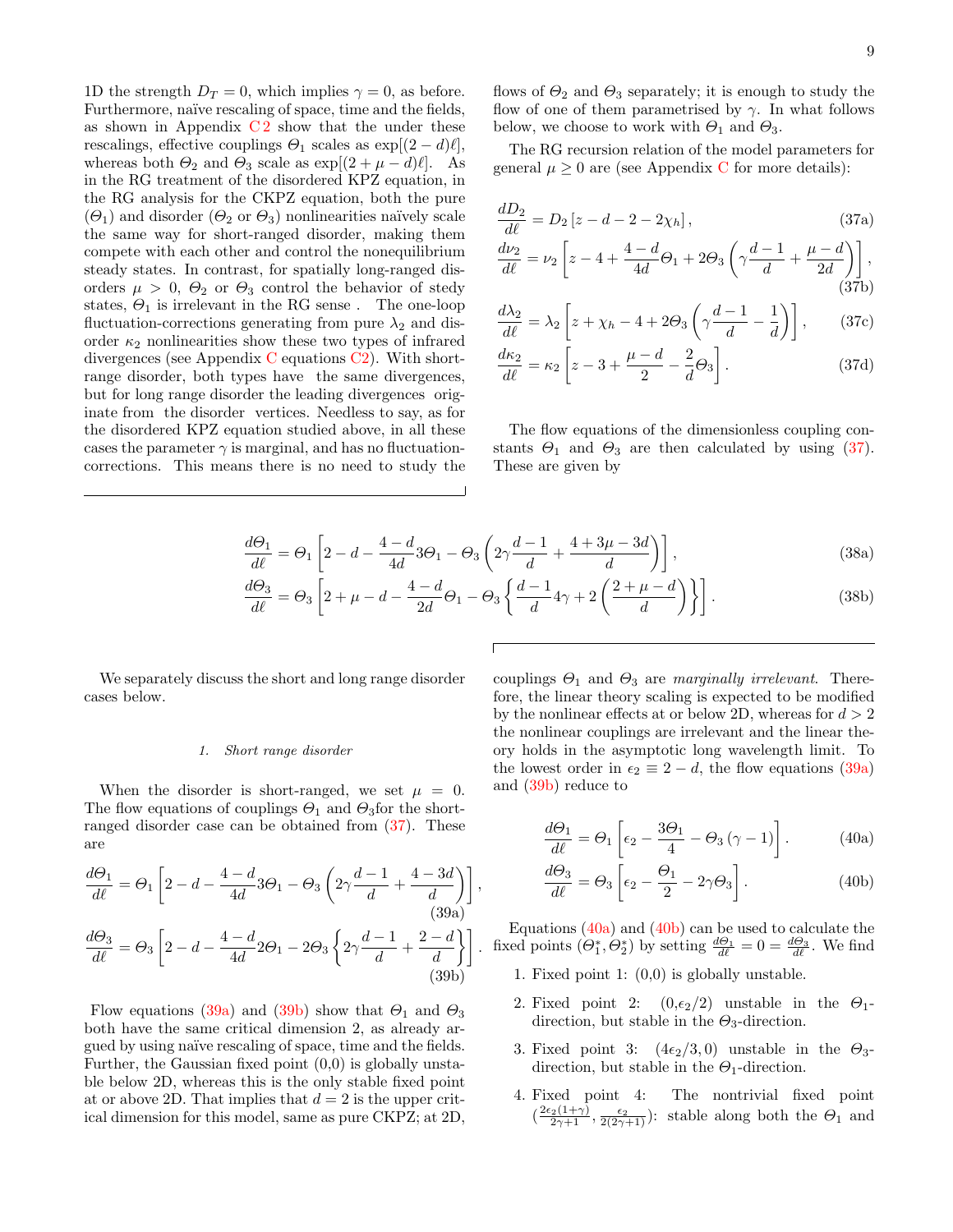1D the strength $D_T = 0$, which implies $\gamma = 0$, as before. Furthermore, naïve rescaling of space, time and the fields, as shown in Appendix C 2 show that the under these rescalings, effective couplings $\Theta_1$ scales as $\exp[(2-d)\ell]$, whereas both $\Theta_2$ and $\Theta_3$ scale as $\exp[(2+\mu-d)\ell]$. As in the RG treatment of the disordered KPZ equation, in the RG analysis for the CKPZ equation, both the pure ($\Theta_1$) and disorder ($\Theta_2$ or $\Theta_3$) nonlinearities naïvely scale the same way for short-ranged disorder, making them compete with each other and control the nonequilibrium steady states. In contrast, for spatially long-ranged disorders $\mu > 0$, $\Theta_2$ or $\Theta_3$ control the behavior of stedy states, $\Theta_1$ is irrelevant in the RG sense . The one-loop fluctuation-corrections generating from pure $\lambda_2$ and disorder $\kappa_2$ nonlinearities show these two types of infrared divergences (see Appendix C equations C2). With short-range disorder, both types have the same divergences, but for long range disorder the leading divergences originate from the disorder vertices. Needless to say, as for the disordered KPZ equation studied above, in all these cases the parameter $\gamma$ is marginal, and has no fluctuation-corrections. This means there is no need to study the flows of $\Theta_2$ and $\Theta_3$ separately; it is enough to study the flow of one of them parametrised by $\gamma$. In what follows below, we choose to work with $\Theta_1$ and $\Theta_3$.

The RG recursion relation of the model parameters for general $\mu \geq 0$ are (see Appendix C for more details):

$$\frac{dD_2}{d\ell} = D_2\left[z - d - 2 - 2\chi_h\right], \tag{37a}$$

$$\frac{d\nu_2}{d\ell} = \nu_2\left[z - 4 + \frac{4-d}{4d}\Theta_1 + 2\Theta_3\left(\gamma\frac{d-1}{d} + \frac{\mu-d}{2d}\right)\right], \tag{37b}$$

$$\frac{d\lambda_2}{d\ell} = \lambda_2\left[z + \chi_h - 4 + 2\Theta_3\left(\gamma\frac{d-1}{d} - \frac{1}{d}\right)\right], \tag{37c}$$

$$\frac{d\kappa_2}{d\ell} = \kappa_2\left[z - 3 + \frac{\mu-d}{2} - \frac{2}{d}\Theta_3\right]. \tag{37d}$$

The flow equations of the dimensionless coupling constants $\Theta_1$ and $\Theta_3$ are then calculated by using (37). These are given by

$$\frac{d\Theta_1}{d\ell} = \Theta_1\left[2 - d - \frac{4-d}{4d}3\Theta_1 - \Theta_3\left(2\gamma\frac{d-1}{d} + \frac{4+3\mu-3d}{d}\right)\right], \tag{38a}$$

$$\frac{d\Theta_3}{d\ell} = \Theta_3\left[2 + \mu - d - \frac{4-d}{2d}\Theta_1 - \Theta_3\left\{\frac{d-1}{d}4\gamma + 2\left(\frac{2+\mu-d}{d}\right)\right\}\right]. \tag{38b}$$

We separately discuss the short and long range disorder cases below.

### 1. Short range disorder

When the disorder is short-ranged, we set $\mu = 0$. The flow equations of couplings $\Theta_1$ and $\Theta_3$for the short-ranged disorder case can be obtained from (37). These are

$$\frac{d\Theta_1}{d\ell} = \Theta_1\left[2 - d - \frac{4-d}{4d}3\Theta_1 - \Theta_3\left(2\gamma\frac{d-1}{d} + \frac{4-3d}{d}\right)\right], \tag{39a}$$

$$\frac{d\Theta_3}{d\ell} = \Theta_3\left[2 - d - \frac{4-d}{4d}2\Theta_1 - 2\Theta_3\left\{2\gamma\frac{d-1}{d} + \frac{2-d}{d}\right\}\right]. \tag{39b}$$

Flow equations (39a) and (39b) show that $\Theta_1$ and $\Theta_3$ both have the same critical dimension 2, as already argued by using naïve rescaling of space, time and the fields. Further, the Gaussian fixed point (0,0) is globally unstable below 2D, whereas this is the only stable fixed point at or above 2D. That implies that $d = 2$ is the upper critical dimension for this model, same as pure CKPZ; at 2D, couplings $\Theta_1$ and $\Theta_3$ are *marginally irrelevant*. Therefore, the linear theory scaling is expected to be modified by the nonlinear effects at or below 2D, whereas for $d > 2$ the nonlinear couplings are irrelevant and the linear theory holds in the asymptotic long wavelength limit. To the lowest order in $\epsilon_2 \equiv 2 - d$, the flow equations (39a) and (39b) reduce to

$$\frac{d\Theta_1}{d\ell} = \Theta_1\left[\epsilon_2 - \frac{3\Theta_1}{4} - \Theta_3\left(\gamma - 1\right)\right]. \tag{40a}$$

$$\frac{d\Theta_3}{d\ell} = \Theta_3\left[\epsilon_2 - \frac{\Theta_1}{2} - 2\gamma\Theta_3\right]. \tag{40b}$$

Equations (40a) and (40b) can be used to calculate the fixed points $(\Theta_1^*, \Theta_2^*)$ by setting $\frac{d\Theta_1}{d\ell} = 0 = \frac{d\Theta_3}{d\ell}$. We find

1. Fixed point 1: (0,0) is globally unstable.
2. Fixed point 2: $(0,\epsilon_2/2)$ unstable in the $\Theta_1$-direction, but stable in the $\Theta_3$-direction.
3. Fixed point 3: $(4\epsilon_2/3, 0)$ unstable in the $\Theta_3$-direction, but stable in the $\Theta_1$-direction.
4. Fixed point 4: The nontrivial fixed point $(\frac{2\epsilon_2(1+\gamma)}{2\gamma+1}, \frac{\epsilon_2}{2(2\gamma+1)})$: stable along both the $\Theta_1$ and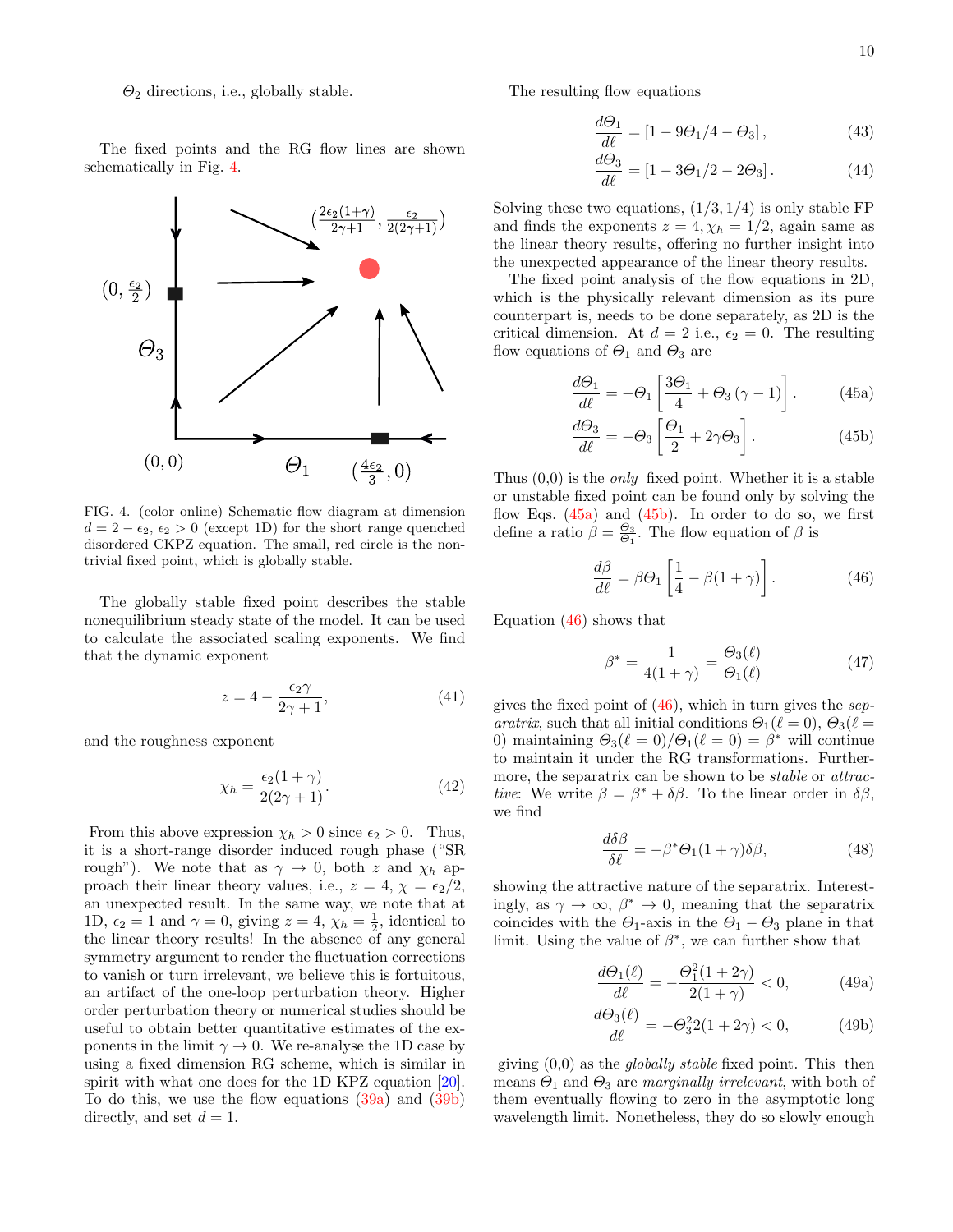$\Theta_2$ directions, i.e., globally stable.

The fixed points and the RG flow lines are shown schematically in Fig. 4.

FIG. 4. (color online) Schematic flow diagram at dimension $d = 2 - \epsilon_2$, $\epsilon_2 > 0$ (except 1D) for the short range quenched disordered CKPZ equation. The small, red circle is the non-trivial fixed point, which is globally stable.

The globally stable fixed point describes the stable nonequilibrium steady state of the model. It can be used to calculate the associated scaling exponents. We find that the dynamic exponent

$$z = 4 - \frac{\epsilon_2 \gamma}{2\gamma + 1}, \tag{41}$$

and the roughness exponent

$$\chi_h = \frac{\epsilon_2 (1+\gamma)}{2(2\gamma+1)}. \tag{42}$$

From this above expression $\chi_h > 0$ since $\epsilon_2 > 0$. Thus, it is a short-range disorder induced rough phase ("SR rough"). We note that as $\gamma \to 0$, both $z$ and $\chi_h$ approach their linear theory values, i.e., $z = 4$, $\chi = \epsilon_2/2$, an unexpected result. In the same way, we note that at 1D, $\epsilon_2 = 1$ and $\gamma = 0$, giving $z = 4$, $\chi_h = \frac{1}{2}$, identical to the linear theory results! In the absence of any general symmetry argument to render the fluctuation corrections to vanish or turn irrelevant, we believe this is fortuitous, an artifact of the one-loop perturbation theory. Higher order perturbation theory or numerical studies should be useful to obtain better quantitative estimates of the exponents in the limit $\gamma \to 0$. We re-analyse the 1D case by using a fixed dimension RG scheme, which is similar in spirit with what one does for the 1D KPZ equation [20]. To do this, we use the flow equations (39a) and (39b) directly, and set $d = 1$.

The resulting flow equations

$$\frac{d\Theta_1}{d\ell} = \left[1 - 9\Theta_1/4 - \Theta_3\right], \tag{43}$$

$$\frac{d\Theta_3}{d\ell} = \left[1 - 3\Theta_1/2 - 2\Theta_3\right]. \tag{44}$$

Solving these two equations, $(1/3, 1/4)$ is only stable FP and finds the exponents $z = 4, \chi_h = 1/2$, again same as the linear theory results, offering no further insight into the unexpected appearance of the linear theory results.

The fixed point analysis of the flow equations in 2D, which is the physically relevant dimension as its pure counterpart is, needs to be done separately, as 2D is the critical dimension. At $d = 2$ i.e., $\epsilon_2 = 0$. The resulting flow equations of $\Theta_1$ and $\Theta_3$ are

$$\frac{d\Theta_1}{d\ell} = -\Theta_1 \left[\frac{3\Theta_1}{4} + \Theta_3 (\gamma - 1)\right]. \tag{45a}$$

$$\frac{d\Theta_3}{d\ell} = -\Theta_3 \left[\frac{\Theta_1}{2} + 2\gamma\Theta_3\right]. \tag{45b}$$

Thus (0,0) is the *only* fixed point. Whether it is a stable or unstable fixed point can be found only by solving the flow Eqs. (45a) and (45b). In order to do so, we first define a ratio $\beta = \frac{\Theta_3}{\Theta_1}$. The flow equation of $\beta$ is

$$\frac{d\beta}{d\ell} = \beta\Theta_1 \left[\frac{1}{4} - \beta(1+\gamma)\right]. \tag{46}$$

Equation (46) shows that

$$\beta^* = \frac{1}{4(1+\gamma)} = \frac{\Theta_3(\ell)}{\Theta_1(\ell)} \tag{47}$$

gives the fixed point of (46), which in turn gives the *separatrix*, such that all initial conditions $\Theta_1(\ell = 0)$, $\Theta_3(\ell = 0)$ maintaining $\Theta_3(\ell = 0)/\Theta_1(\ell = 0) = \beta^*$ will continue to maintain it under the RG transformations. Furthermore, the separatrix can be shown to be *stable* or *attractive*: We write $\beta = \beta^* + \delta\beta$. To the linear order in $\delta\beta$, we find

$$\frac{d\delta\beta}{\delta\ell} = -\beta^*\Theta_1(1+\gamma)\delta\beta, \tag{48}$$

showing the attractive nature of the separatrix. Interestingly, as $\gamma \to \infty$, $\beta^* \to 0$, meaning that the separatrix coincides with the $\Theta_1$-axis in the $\Theta_1 - \Theta_3$ plane in that limit. Using the value of $\beta^*$, we can further show that

$$\frac{d\Theta_1(\ell)}{d\ell} = -\frac{\Theta_1^2(1+2\gamma)}{2(1+\gamma)} < 0, \tag{49a}$$

$$\frac{d\Theta_3(\ell)}{d\ell} = -\Theta_3^2 2(1+2\gamma) < 0, \tag{49b}$$

giving (0,0) as the *globally stable* fixed point. This then means $\Theta_1$ and $\Theta_3$ are *marginally irrelevant*, with both of them eventually flowing to zero in the asymptotic long wavelength limit. Nonetheless, they do so slowly enough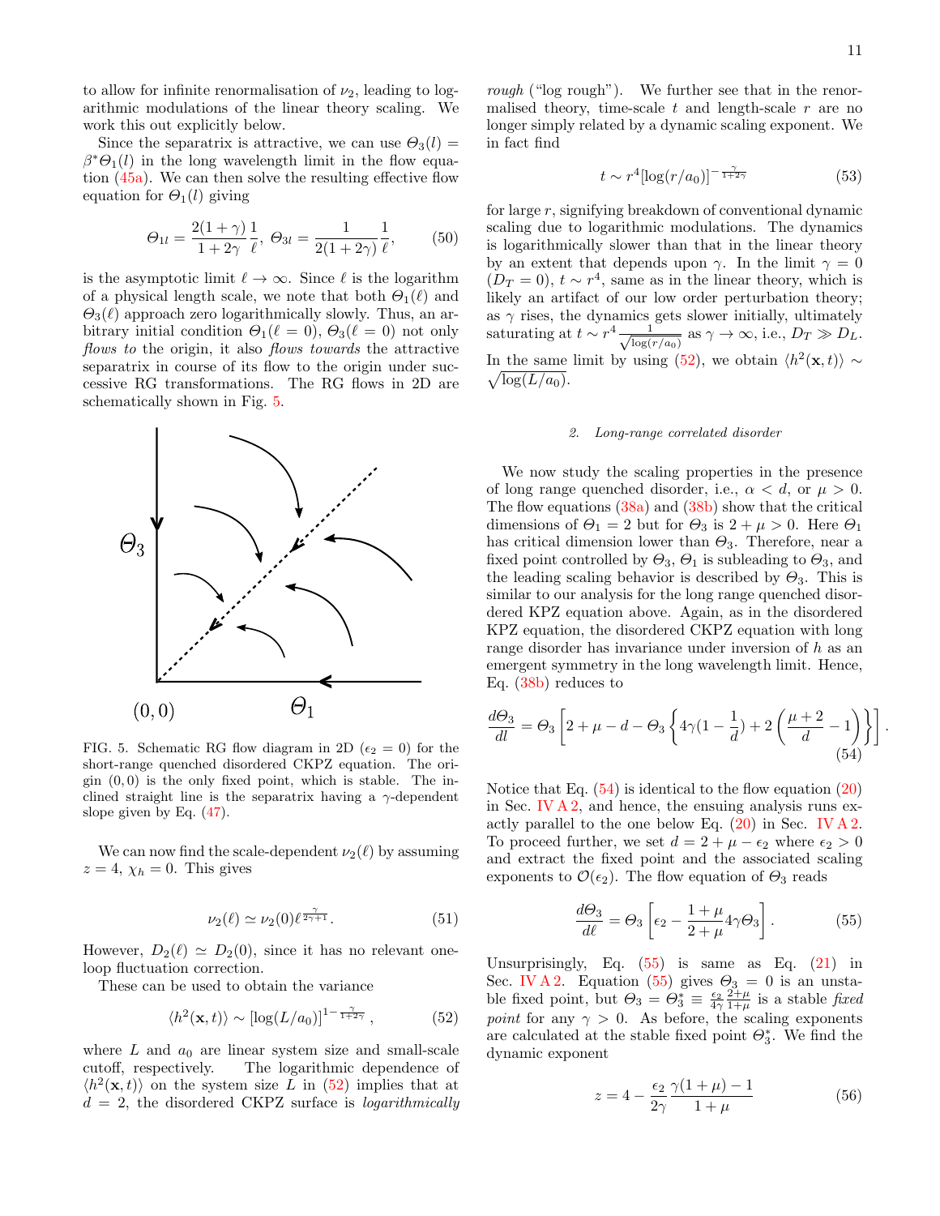to allow for infinite renormalisation of $\nu_2$, leading to logarithmic modulations of the linear theory scaling. We work this out explicitly below.

Since the separatrix is attractive, we can use $\Theta_3(l) = \beta^* \Theta_1(l)$ in the long wavelength limit in the flow equation (45a). We can then solve the resulting effective flow equation for $\Theta_1(l)$ giving

$$\Theta_{1l} = \frac{2(1+\gamma)}{1+2\gamma}\frac{1}{\ell},\; \Theta_{3l} = \frac{1}{2(1+2\gamma)}\frac{1}{\ell}, \tag{50}$$

is the asymptotic limit $\ell \to \infty$. Since $\ell$ is the logarithm of a physical length scale, we note that both $\Theta_1(\ell)$ and $\Theta_3(\ell)$ approach zero logarithmically slowly. Thus, an arbitrary initial condition $\Theta_1(\ell = 0)$, $\Theta_3(\ell = 0)$ not only *flows to* the origin, it also *flows towards* the attractive separatrix in course of its flow to the origin under successive RG transformations. The RG flows in 2D are schematically shown in Fig. 5.

FIG. 5. Schematic RG flow diagram in 2D ($\epsilon_2 = 0$) for the short-range quenched disordered CKPZ equation. The origin $(0, 0)$ is the only fixed point, which is stable. The inclined straight line is the separatrix having a $\gamma$-dependent slope given by Eq. (47).

We can now find the scale-dependent $\nu_2(\ell)$ by assuming $z = 4$, $\chi_h = 0$. This gives

$$\nu_2(\ell) \simeq \nu_2(0)\ell^{\frac{\gamma}{2\gamma+1}}. \tag{51}$$

However, $D_2(\ell) \simeq D_2(0)$, since it has no relevant one-loop fluctuation correction.

These can be used to obtain the variance

$$\langle h^2(\mathbf{x}, t)\rangle \sim [\log(L/a_0)]^{1-\frac{\gamma}{1+2\gamma}}, \tag{52}$$

where $L$ and $a_0$ are linear system size and small-scale cutoff, respectively. The logarithmic dependence of $\langle h^2(\mathbf{x}, t)\rangle$ on the system size $L$ in (52) implies that at $d = 2$, the disordered CKPZ surface is *logarithmically rough* ("log rough"). We further see that in the renormalised theory, time-scale $t$ and length-scale $r$ are no longer simply related by a dynamic scaling exponent. We in fact find

$$t \sim r^4 [\log(r/a_0)]^{-\frac{\gamma}{1+2\gamma}} \tag{53}$$

for large $r$, signifying breakdown of conventional dynamic scaling due to logarithmic modulations. The dynamics is logarithmically slower than that in the linear theory by an extent that depends upon $\gamma$. In the limit $\gamma = 0$ ($D_T = 0$), $t \sim r^4$, same as in the linear theory, which is likely an artifact of our low order perturbation theory; as $\gamma$ rises, the dynamics gets slower initially, ultimately saturating at $t \sim r^4 \frac{1}{\sqrt{\log(r/a_0)}}$ as $\gamma \to \infty$, i.e., $D_T \gg D_L$. In the same limit by using (52), we obtain $\langle h^2(\mathbf{x}, t)\rangle \sim \sqrt{\log(L/a_0)}$.

#### 2. Long-range correlated disorder

We now study the scaling properties in the presence of long range quenched disorder, i.e., $\alpha < d$, or $\mu > 0$. The flow equations (38a) and (38b) show that the critical dimensions of $\Theta_1 = 2$ but for $\Theta_3$ is $2 + \mu > 0$. Here $\Theta_1$ has critical dimension lower than $\Theta_3$. Therefore, near a fixed point controlled by $\Theta_3$, $\Theta_1$ is subleading to $\Theta_3$, and the leading scaling behavior is described by $\Theta_3$. This is similar to our analysis for the long range quenched disordered KPZ equation above. Again, as in the disordered KPZ equation, the disordered CKPZ equation with long range disorder has invariance under inversion of $h$ as an emergent symmetry in the long wavelength limit. Hence, Eq. (38b) reduces to

$$\frac{d\Theta_3}{dl} = \Theta_3\left[2 + \mu - d - \Theta_3\left\{4\gamma(1 - \frac{1}{d}) + 2\left(\frac{\mu+2}{d} - 1\right)\right\}\right]. \tag{54}$$

Notice that Eq. (54) is identical to the flow equation (20) in Sec. IV A 2, and hence, the ensuing analysis runs exactly parallel to the one below Eq. (20) in Sec. IV A 2. To proceed further, we set $d = 2 + \mu - \epsilon_2$ where $\epsilon_2 > 0$ and extract the fixed point and the associated scaling exponents to $\mathcal{O}(\epsilon_2)$. The flow equation of $\Theta_3$ reads

$$\frac{d\Theta_3}{d\ell} = \Theta_3\left[\epsilon_2 - \frac{1+\mu}{2+\mu}4\gamma\Theta_3\right]. \tag{55}$$

Unsurprisingly, Eq. (55) is same as Eq. (21) in Sec. IV A 2. Equation (55) gives $\Theta_3 = 0$ is an unstable fixed point, but $\Theta_3 = \Theta_3^* \equiv \frac{\epsilon_2}{4\gamma}\frac{2+\mu}{1+\mu}$ is a stable *fixed point* for any $\gamma > 0$. As before, the scaling exponents are calculated at the stable fixed point $\Theta_3^*$. We find the dynamic exponent

$$z = 4 - \frac{\epsilon_2}{2\gamma}\frac{\gamma(1+\mu) - 1}{1+\mu} \tag{56}$$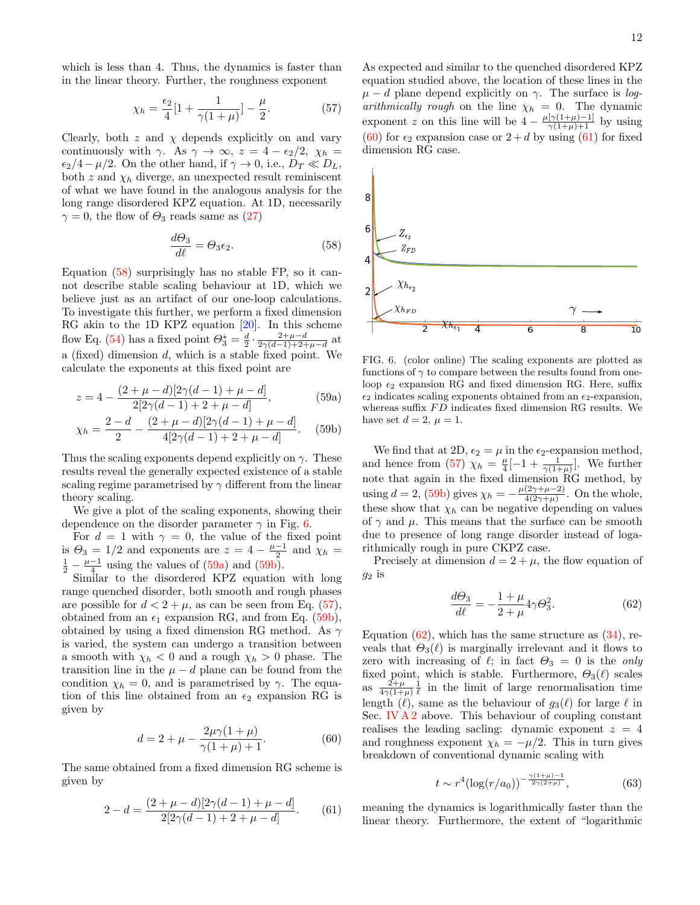which is less than 4. Thus, the dynamics is faster than in the linear theory. Further, the roughness exponent

$$\chi_h = \frac{\epsilon_2}{4}[1 + \frac{1}{\gamma(1+\mu)}] - \frac{\mu}{2}. \tag{57}$$

Clearly, both $z$ and $\chi$ depends explicitly on and vary continuously with $\gamma$. As $\gamma \to \infty$, $z = 4 - \epsilon_2/2$, $\chi_h = \epsilon_2/4 - \mu/2$. On the other hand, if $\gamma \to 0$, i.e., $D_T \ll D_L$, both $z$ and $\chi_h$ diverge, an unexpected result reminiscent of what we have found in the analogous analysis for the long range disordered KPZ equation. At 1D, necessarily $\gamma = 0$, the flow of $\Theta_3$ reads same as (27)

$$\frac{d\Theta_3}{d\ell} = \Theta_3 \epsilon_2. \tag{58}$$

Equation (58) surprisingly has no stable FP, so it cannot describe stable scaling behaviour at 1D, which we believe just as an artifact of our one-loop calculations. To investigate this further, we perform a fixed dimension RG akin to the 1D KPZ equation [20]. In this scheme flow Eq. (54) has a fixed point $\Theta_3^* = \frac{d}{2} \cdot \frac{2+\mu-d}{2\gamma(d-1)+2+\mu-d}$ at a (fixed) dimension $d$, which is a stable fixed point. We calculate the exponents at this fixed point are

$$z = 4 - \frac{(2+\mu-d)[2\gamma(d-1)+\mu-d]}{2[2\gamma(d-1)+2+\mu-d]}, \tag{59a}$$

$$\chi_h = \frac{2-d}{2} - \frac{(2+\mu-d)[2\gamma(d-1)+\mu-d]}{4[2\gamma(d-1)+2+\mu-d]}. \tag{59b}$$

Thus the scaling exponents depend explicitly on $\gamma$. These results reveal the generally expected existence of a stable scaling regime parametrised by $\gamma$ different from the linear theory scaling.

We give a plot of the scaling exponents, showing their dependence on the disorder parameter $\gamma$ in Fig. 6.

For $d = 1$ with $\gamma = 0$, the value of the fixed point is $\Theta_3 = 1/2$ and exponents are $z = 4 - \frac{\mu-1}{2}$ and $\chi_h = \frac{1}{2} - \frac{\mu-1}{4}$ using the values of (59a) and (59b).

Similar to the disordered KPZ equation with long range quenched disorder, both smooth and rough phases are possible for $d < 2 + \mu$, as can be seen from Eq. (57), obtained from an $\epsilon_1$ expansion RG, and from Eq. (59b), obtained by using a fixed dimension RG method. As $\gamma$ is varied, the system can undergo a transition between a smooth with $\chi_h < 0$ and a rough $\chi_h > 0$ phase. The transition line in the $\mu - d$ plane can be found from the condition $\chi_h = 0$, and is parametrised by $\gamma$. The equation of this line obtained from an $\epsilon_2$ expansion RG is given by

$$d = 2 + \mu - \frac{2\mu\gamma(1+\mu)}{\gamma(1+\mu)+1}. \tag{60}$$

The same obtained from a fixed dimension RG scheme is given by

$$2 - d = \frac{(2+\mu-d)[2\gamma(d-1)+\mu-d]}{2[2\gamma(d-1)+2+\mu-d]}. \tag{61}$$

As expected and similar to the quenched disordered KPZ equation studied above, the location of these lines in the $\mu - d$ plane depend explicitly on $\gamma$. The surface is *logarithmically rough* on the line $\chi_h = 0$. The dynamic exponent $z$ on this line will be $4 - \frac{\mu[\gamma(1+\mu)-1]}{\gamma(1+\mu)+1}$ by using (60) for $\epsilon_2$ expansion case or $2 + d$ by using (61) for fixed dimension RG case.

FIG. 6. (color online) The scaling exponents are plotted as functions of $\gamma$ to compare between the results found from one-loop $\epsilon_2$ expansion RG and fixed dimension RG. Here, suffix $\epsilon_2$ indicates scaling exponents obtained from an $\epsilon_2$-expansion, whereas suffix $FD$ indicates fixed dimension RG results. We have set $d = 2$, $\mu = 1$.

We find that at 2D, $\epsilon_2 = \mu$ in the $\epsilon_2$-expansion method, and hence from (57) $\chi_h = \frac{\mu}{4}[-1 + \frac{1}{\gamma(1+\mu)}]$. We further note that again in the fixed dimension RG method, by using $d = 2$, (59b) gives $\chi_h = -\frac{\mu(2\gamma+\mu-2)}{4(2\gamma+\mu)}$. On the whole, these show that $\chi_h$ can be negative depending on values of $\gamma$ and $\mu$. This means that the surface can be smooth due to presence of long range disorder instead of logarithmically rough in pure CKPZ case.

Precisely at dimension $d = 2 + \mu$, the flow equation of $g_2$ is

$$\frac{d\Theta_3}{d\ell} = -\frac{1+\mu}{2+\mu} 4\gamma\Theta_3^2. \tag{62}$$

Equation (62), which has the same structure as (34), reveals that $\Theta_3(\ell)$ is marginally irrelevant and it flows to zero with increasing of $\ell$; in fact $\Theta_3 = 0$ is the *only* fixed point, which is stable. Furthermore, $\Theta_3(\ell)$ scales as $\frac{2+\mu}{4\gamma(1+\mu)} \frac{1}{\ell}$ in the limit of large renormalisation time length ($\ell$), same as the behaviour of $g_3(\ell)$ for large $\ell$ in Sec. IV A 2 above. This behaviour of coupling constant realises the leading sacling: dynamic exponent $z = 4$ and roughness exponent $\chi_h = -\mu/2$. This in turn gives breakdown of conventional dynamic scaling with

$$t \sim r^4 (\log(r/a_0))^{-\frac{\gamma(1+\mu)-1}{2\gamma(2+\mu)}}, \tag{63}$$

meaning the dynamics is logarithmically faster than the linear theory. Furthermore, the extent of "logarithmic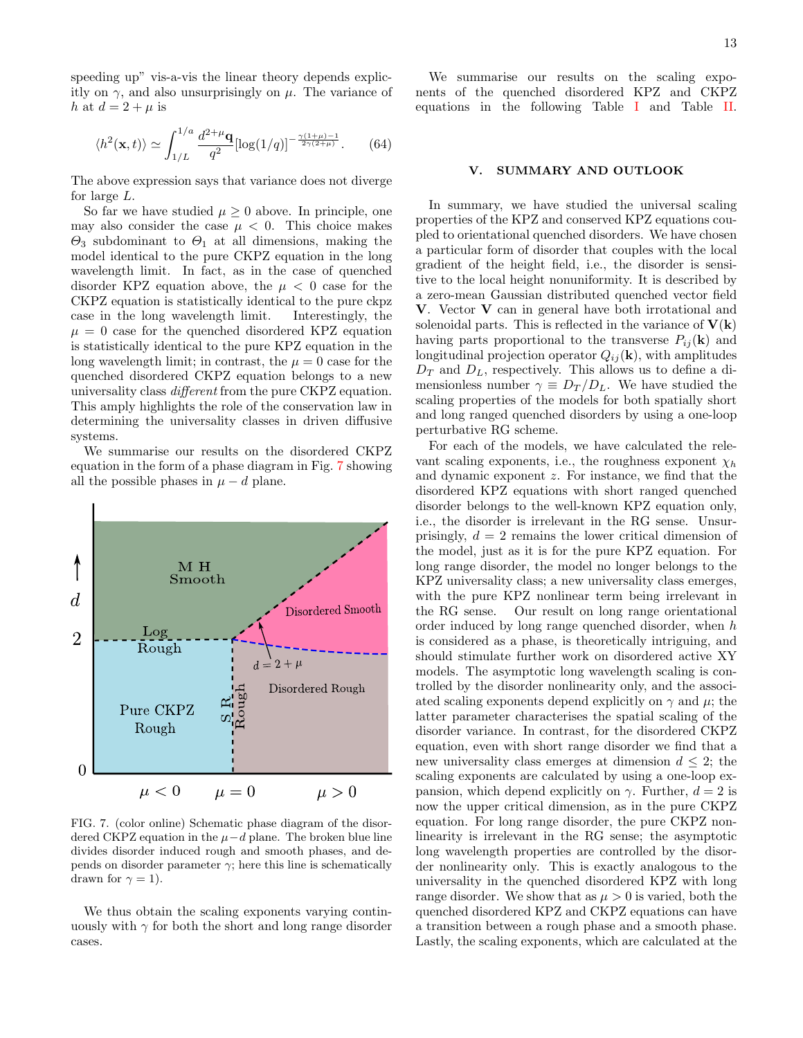speeding up" vis-a-vis the linear theory depends explicitly on $\gamma$, and also unsurprisingly on $\mu$. The variance of $h$ at $d = 2 + \mu$ is

$$\langle h^2(\mathbf{x}, t)\rangle \simeq \int_{1/L}^{1/a} \frac{d^{2+\mu}\mathbf{q}}{q^2}[\log(1/q)]^{-\frac{\gamma(1+\mu)-1}{2\gamma(2+\mu)}}. \quad (64)$$

The above expression says that variance does not diverge for large $L$.

So far we have studied $\mu \geq 0$ above. In principle, one may also consider the case $\mu < 0$. This choice makes $\Theta_3$ subdominant to $\Theta_1$ at all dimensions, making the model identical to the pure CKPZ equation in the long wavelength limit. In fact, as in the case of quenched disorder KPZ equation above, the $\mu < 0$ case for the CKPZ equation is statistically identical to the pure ckpz case in the long wavelength limit. Interestingly, the $\mu = 0$ case for the quenched disordered KPZ equation is statistically identical to the pure KPZ equation in the long wavelength limit; in contrast, the $\mu = 0$ case for the quenched disordered CKPZ equation belongs to a new universality class *different* from the pure CKPZ equation. This amply highlights the role of the conservation law in determining the universality classes in driven diffusive systems.

We summarise our results on the disordered CKPZ equation in the form of a phase diagram in Fig. 7 showing all the possible phases in $\mu - d$ plane.

FIG. 7. (color online) Schematic phase diagram of the disordered CKPZ equation in the $\mu - d$ plane. The broken blue line divides disorder induced rough and smooth phases, and depends on disorder parameter $\gamma$; here this line is schematically drawn for $\gamma = 1$).

We thus obtain the scaling exponents varying continuously with $\gamma$ for both the short and long range disorder cases.

We summarise our results on the scaling exponents of the quenched disordered KPZ and CKPZ equations in the following Table I and Table II.

## V. SUMMARY AND OUTLOOK

In summary, we have studied the universal scaling properties of the KPZ and conserved KPZ equations coupled to orientational quenched disorders. We have chosen a particular form of disorder that couples with the local gradient of the height field, i.e., the disorder is sensitive to the local height nonuniformity. It is described by a zero-mean Gaussian distributed quenched vector field $\mathbf{V}$. Vector $\mathbf{V}$ can in general have both irrotational and solenoidal parts. This is reflected in the variance of $\mathbf{V}(\mathbf{k})$ having parts proportional to the transverse $P_{ij}(\mathbf{k})$ and longitudinal projection operator $Q_{ij}(\mathbf{k})$, with amplitudes $D_T$ and $D_L$, respectively. This allows us to define a dimensionless number $\gamma \equiv D_T/D_L$. We have studied the scaling properties of the models for both spatially short and long ranged quenched disorders by using a one-loop perturbative RG scheme.

For each of the models, we have calculated the relevant scaling exponents, i.e., the roughness exponent $\chi_h$ and dynamic exponent $z$. For instance, we find that the disordered KPZ equations with short ranged quenched disorder belongs to the well-known KPZ equation only, i.e., the disorder is irrelevant in the RG sense. Unsurprisingly, $d = 2$ remains the lower critical dimension of the model, just as it is for the pure KPZ equation. For long range disorder, the model no longer belongs to the KPZ universality class; a new universality class emerges, with the pure KPZ nonlinear term being irrelevant in the RG sense. Our result on long range orientational order induced by long range quenched disorder, when $h$ is considered as a phase, is theoretically intriguing, and should stimulate further work on disordered active XY models. The asymptotic long wavelength scaling is controlled by the disorder nonlinearity only, and the associated scaling exponents depend explicitly on $\gamma$ and $\mu$; the latter parameter characterises the spatial scaling of the disorder variance. In contrast, for the disordered CKPZ equation, even with short range disorder we find that a new universality class emerges at dimension $d \leq 2$; the scaling exponents are calculated by using a one-loop expansion, which depend explicitly on $\gamma$. Further, $d = 2$ is now the upper critical dimension, as in the pure CKPZ equation. For long range disorder, the pure CKPZ nonlinearity is irrelevant in the RG sense; the asymptotic long wavelength properties are controlled by the disorder nonlinearity only. This is exactly analogous to the universality in the quenched disordered KPZ with long range disorder. We show that as $\mu > 0$ is varied, both the quenched disordered KPZ and CKPZ equations can have a transition between a rough phase and a smooth phase. Lastly, the scaling exponents, which are calculated at the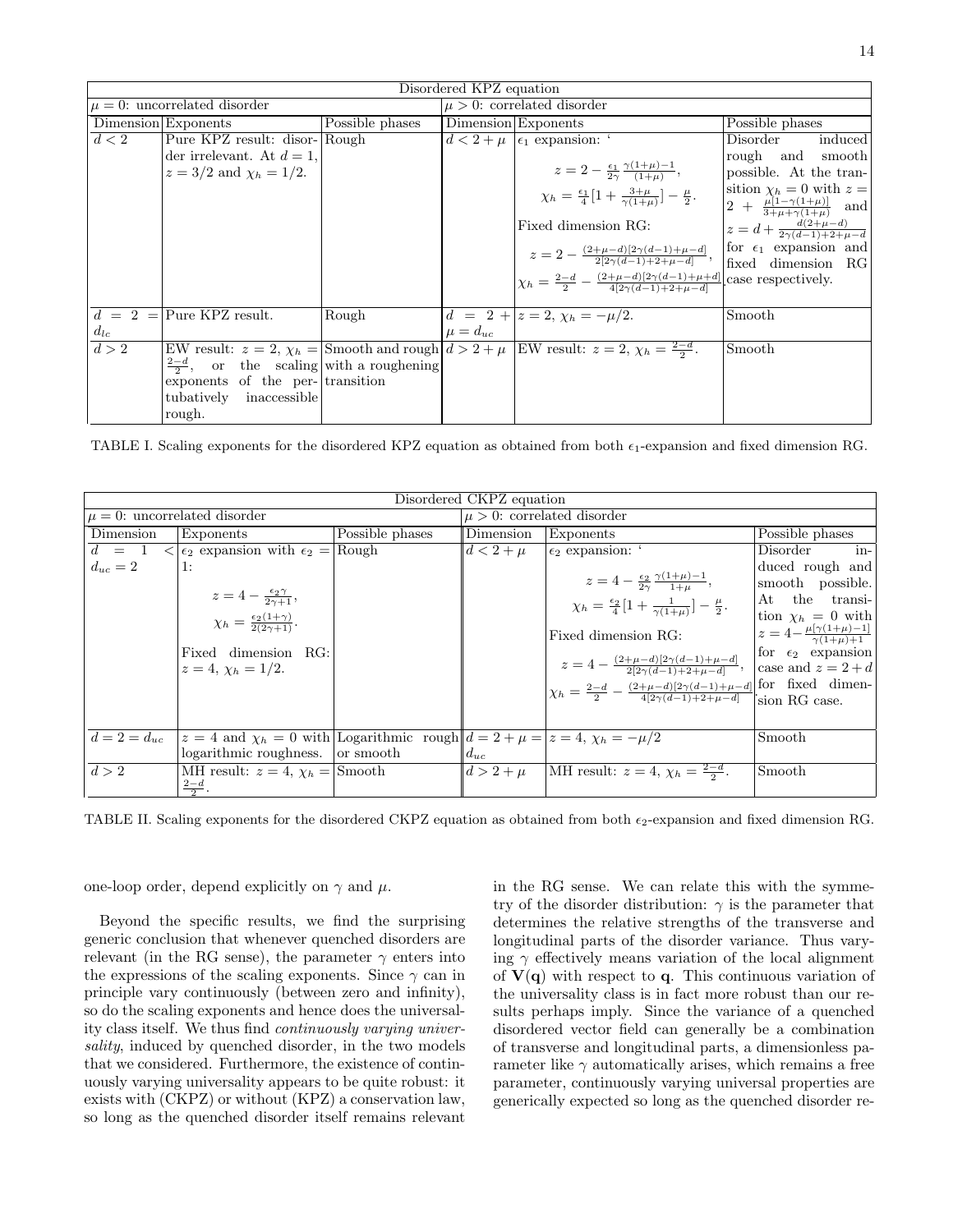| Disordered KPZ equation | | | | | |
|---|---|---|---|---|---|
| $\mu = 0$: uncorrelated disorder | | | $\mu > 0$: correlated disorder | | |
| Dimension | Exponents | Possible phases | Dimension | Exponents | Possible phases |
| $d < 2$ | Pure KPZ result: disorder irrelevant. At $d = 1$, $z = 3/2$ and $\chi_h = 1/2$. | Rough | $d < 2 + \mu$ | $\epsilon_1$ expansion: $z = 2 - \frac{\epsilon_1}{2\gamma}\frac{\gamma(1+\mu)-1}{(1+\mu)}$, $\chi_h = \frac{\epsilon_1}{4}[1 + \frac{3+\mu}{\gamma(1+\mu)}] - \frac{\mu}{2}$. Fixed dimension RG: $z = 2 - \frac{(2+\mu-d)[2\gamma(d-1)+\mu-d]}{2[2\gamma(d-1)+2+\mu-d]}$, $\chi_h = \frac{2-d}{2} - \frac{(2+\mu-d)[2\gamma(d-1)+\mu+d]}{4[2\gamma(d-1)+2+\mu-d]}$. | Disorder induced rough and smooth possible. At the transition $\chi_h = 0$ with $z = 2 + \frac{\mu[1-\gamma(1+\mu)]}{3+\mu+\gamma(1+\mu)}$ and $z = d + \frac{d(2+\mu-d)}{2\gamma(d-1)+2+\mu-d}$ for $\epsilon_1$ expansion and fixed dimension RG case respectively. |
| $d = 2 = d_{lc}$ | Pure KPZ result. | Rough | $d = 2 + \mu = d_{uc}$ | $z = 2$, $\chi_h = -\mu/2$. | Smooth |
| $d > 2$ | EW result: $z = 2$, $\chi_h = \frac{2-d}{2}$, or the scaling exponents of the perturbatively inaccessible rough. | Smooth and rough with a roughening transition | $d > 2 + \mu$ | EW result: $z = 2$, $\chi_h = \frac{2-d}{2}$. | Smooth |

TABLE I. Scaling exponents for the disordered KPZ equation as obtained from both $\epsilon_1$-expansion and fixed dimension RG.

| Disordered CKPZ equation | | | | | |
|---|---|---|---|---|---|
| $\mu = 0$: uncorrelated disorder | | | $\mu > 0$: correlated disorder | | |
| Dimension | Exponents | Possible phases | Dimension | Exponents | Possible phases |
| $d = 1 < d_{uc} = 2$ | $\epsilon_2$ expansion with $\epsilon_2 = 1$: $z = 4 - \frac{\epsilon_2\gamma}{2\gamma+1}$, $\chi_h = \frac{\epsilon_2(1+\gamma)}{2(2\gamma+1)}$. Fixed dimension RG: $z = 4$, $\chi_h = 1/2$. | Rough | $d < 2 + \mu$ | $\epsilon_2$ expansion: $z = 4 - \frac{\epsilon_2}{2\gamma}\frac{\gamma(1+\mu)-1}{1+\mu}$, $\chi_h = \frac{\epsilon_2}{4}[1 + \frac{1}{\gamma(1+\mu)}] - \frac{\mu}{2}$. Fixed dimension RG: $z = 4 - \frac{(2+\mu-d)[2\gamma(d-1)+\mu-d]}{2[2\gamma(d-1)+2+\mu-d]}$, $\chi_h = \frac{2-d}{2} - \frac{(2+\mu-d)[2\gamma(d-1)+\mu-d]}{4[2\gamma(d-1)+2+\mu-d]}$. | Disorder induced rough and smooth possible. At the transition $\chi_h = 0$ with $z = 4 - \frac{\mu[\gamma(1+\mu)-1]}{\gamma(1+\mu)+1}$ for $\epsilon_2$ expansion case and $z = 2 + d$ for fixed dimension RG case. |
| $d = 2 = d_{uc}$ | $z = 4$ and $\chi_h = 0$ with logarithmic roughness. | Logarithmic rough or smooth | $d = 2 + \mu = d_{uc}$ | $z = 4$, $\chi_h = -\mu/2$ | Smooth |
| $d > 2$ | MH result: $z = 4$, $\chi_h = \frac{2-d}{2}$. | Smooth | $d > 2 + \mu$ | MH result: $z = 4$, $\chi_h = \frac{2-d}{2}$. | Smooth |

TABLE II. Scaling exponents for the disordered CKPZ equation as obtained from both $\epsilon_2$-expansion and fixed dimension RG.

one-loop order, depend explicitly on $\gamma$ and $\mu$.

Beyond the specific results, we find the surprising generic conclusion that whenever quenched disorders are relevant (in the RG sense), the parameter $\gamma$ enters into the expressions of the scaling exponents. Since $\gamma$ can in principle vary continuously (between zero and infinity), so do the scaling exponents and hence does the universality class itself. We thus find *continuously varying universality*, induced by quenched disorder, in the two models that we considered. Furthermore, the existence of continuously varying universality appears to be quite robust: it exists with (CKPZ) or without (KPZ) a conservation law, so long as the quenched disorder itself remains relevant in the RG sense. We can relate this with the symmetry of the disorder distribution: $\gamma$ is the parameter that determines the relative strengths of the transverse and longitudinal parts of the disorder variance. Thus varying $\gamma$ effectively means variation of the local alignment of $\mathbf{V}(\mathbf{q})$ with respect to $\mathbf{q}$. This continuous variation of the universality class is in fact more robust than our results perhaps imply. Since the variance of a quenched disordered vector field can generally be a combination of transverse and longitudinal parts, a dimensionless parameter like $\gamma$ automatically arises, which remains a free parameter, continuously varying universal properties are generically expected so long as the quenched disorder re-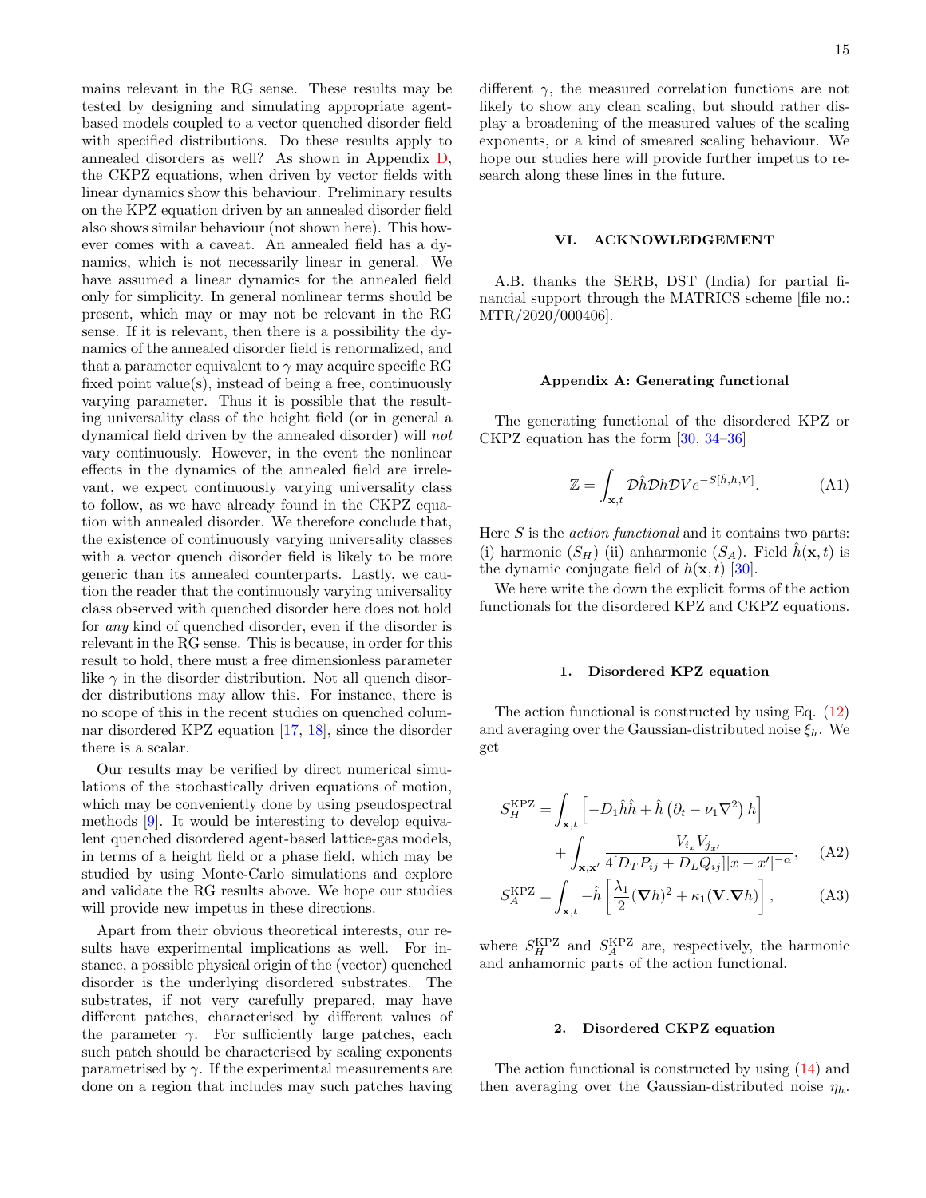mains relevant in the RG sense. These results may be tested by designing and simulating appropriate agent-based models coupled to a vector quenched disorder field with specified distributions. Do these results apply to annealed disorders as well? As shown in Appendix D, the CKPZ equations, when driven by vector fields with linear dynamics show this behaviour. Preliminary results on the KPZ equation driven by an annealed disorder field also shows similar behaviour (not shown here). This however comes with a caveat. An annealed field has a dynamics, which is not necessarily linear in general. We have assumed a linear dynamics for the annealed field only for simplicity. In general nonlinear terms should be present, which may or may not be relevant in the RG sense. If it is relevant, then there is a possibility the dynamics of the annealed disorder field is renormalized, and that a parameter equivalent to $\gamma$ may acquire specific RG fixed point value(s), instead of being a free, continuously varying parameter. Thus it is possible that the resulting universality class of the height field (or in general a dynamical field driven by the annealed disorder) will *not* vary continuously. However, in the event the nonlinear effects in the dynamics of the annealed field are irrelevant, we expect continuously varying universality class to follow, as we have already found in the CKPZ equation with annealed disorder. We therefore conclude that, the existence of continuously varying universality classes with a vector quench disorder field is likely to be more generic than its annealed counterparts. Lastly, we caution the reader that the continuously varying universality class observed with quenched disorder here does not hold for *any* kind of quenched disorder, even if the disorder is relevant in the RG sense. This is because, in order for this result to hold, there must a free dimensionless parameter like $\gamma$ in the disorder distribution. Not all quench disorder distributions may allow this. For instance, there is no scope of this in the recent studies on quenched columnar disordered KPZ equation [17, 18], since the disorder there is a scalar.

Our results may be verified by direct numerical simulations of the stochastically driven equations of motion, which may be conveniently done by using pseudospectral methods [9]. It would be interesting to develop equivalent quenched disordered agent-based lattice-gas models, in terms of a height field or a phase field, which may be studied by using Monte-Carlo simulations and explore and validate the RG results above. We hope our studies will provide new impetus in these directions.

Apart from their obvious theoretical interests, our results have experimental implications as well. For instance, a possible physical origin of the (vector) quenched disorder is the underlying disordered substrates. The substrates, if not very carefully prepared, may have different patches, characterised by different values of the parameter $\gamma$. For sufficiently large patches, each such patch should be characterised by scaling exponents parametrised by $\gamma$. If the experimental measurements are done on a region that includes may such patches having different $\gamma$, the measured correlation functions are not likely to show any clean scaling, but should rather display a broadening of the measured values of the scaling exponents, or a kind of smeared scaling behaviour. We hope our studies here will provide further impetus to research along these lines in the future.

## VI. ACKNOWLEDGEMENT

A.B. thanks the SERB, DST (India) for partial financial support through the MATRICS scheme [file no.: MTR/2020/000406].

### Appendix A: Generating functional

The generating functional of the disordered KPZ or CKPZ equation has the form [30, 34–36]

$$\mathbb{Z} = \int_{\mathbf{x},t} \mathcal{D}\hat{h}\mathcal{D}h\mathcal{D}V e^{-S[\hat{h},h,V]}. \tag{A1}$$

Here $S$ is the *action functional* and it contains two parts: (i) harmonic ($S_H$) (ii) anharmonic ($S_A$). Field $\hat{h}(\mathbf{x},t)$ is the dynamic conjugate field of $h(\mathbf{x},t)$ [30].

We here write the down the explicit forms of the action functionals for the disordered KPZ and CKPZ equations.

#### 1. Disordered KPZ equation

The action functional is constructed by using Eq. (12) and averaging over the Gaussian-distributed noise $\xi_h$. We get

$$S_H^{\rm KPZ} = \int_{\mathbf{x},t} \left[ -D_1 \hat{h}\hat{h} + \hat{h}\left(\partial_t - \nu_1 \nabla^2\right) h \right] + \int_{\mathbf{x},\mathbf{x}'} \frac{V_{i_x} V_{j_{x'}}}{4[D_T P_{ij} + D_L Q_{ij}]|x - x'|^{-\alpha}}, \tag{A2}$$

$$S_A^{\rm KPZ} = \int_{\mathbf{x},t} -\hat{h}\left[ \frac{\lambda_1}{2}(\boldsymbol{\nabla} h)^2 + \kappa_1 (\mathbf{V}.\boldsymbol{\nabla} h) \right], \tag{A3}$$

where $S_H^{\rm KPZ}$ and $S_A^{\rm KPZ}$ are, respectively, the harmonic and anhamornic parts of the action functional.

#### 2. Disordered CKPZ equation

The action functional is constructed by using (14) and then averaging over the Gaussian-distributed noise $\eta_h$.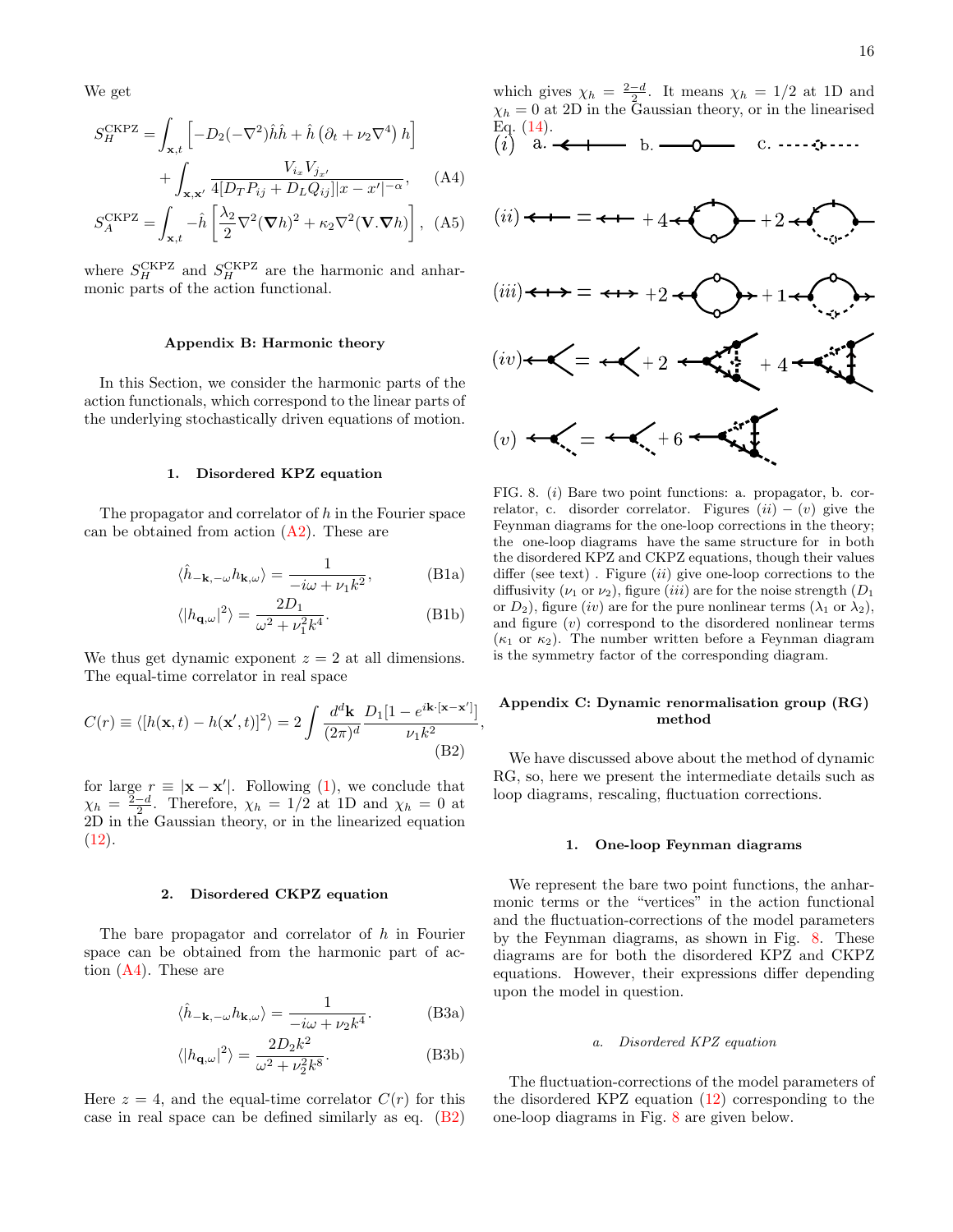We get

$$S_H^{\rm CKPZ} = \int_{\mathbf{x},t} \left[ -D_2(-\nabla^2)\hat{h}\hat{h} + \hat{h}\left(\partial_t + \nu_2\nabla^4\right) h \right] + \int_{\mathbf{x},\mathbf{x}'} \frac{V_{i_x} V_{j_{x'}}}{4[D_T P_{ij} + D_L Q_{ij}]|x-x'|^{-\alpha}}, \quad \text{(A4)}$$

$$S_A^{\rm CKPZ} = \int_{\mathbf{x},t} -\hat{h}\left[ \frac{\lambda_2}{2}\nabla^2(\boldsymbol{\nabla}h)^2 + \kappa_2\nabla^2(\mathbf{V}.\boldsymbol{\nabla}h)\right], \quad \text{(A5)}$$

where $S_H^{\rm CKPZ}$ and $S_H^{\rm CKPZ}$ are the harmonic and anharmonic parts of the action functional.

## Appendix B: Harmonic theory

In this Section, we consider the harmonic parts of the action functionals, which correspond to the linear parts of the underlying stochastically driven equations of motion.

### 1. Disordered KPZ equation

The propagator and correlator of $h$ in the Fourier space can be obtained from action (A2). These are

$$\langle \hat{h}_{-\mathbf{k},-\omega} h_{\mathbf{k},\omega}\rangle = \frac{1}{-i\omega + \nu_1 k^2}, \quad \text{(B1a)}$$

$$\langle |h_{\mathbf{q},\omega}|^2\rangle = \frac{2D_1}{\omega^2 + \nu_1^2 k^4}. \quad \text{(B1b)}$$

We thus get dynamic exponent $z = 2$ at all dimensions. The equal-time correlator in real space

$$C(r) \equiv \langle [h(\mathbf{x},t) - h(\mathbf{x}',t)]^2\rangle = 2\int \frac{d^d\mathbf{k}}{(2\pi)^d} \frac{D_1[1 - e^{i\mathbf{k}\cdot[\mathbf{x}-\mathbf{x}']}]}{\nu_1 k^2}, \quad \text{(B2)}$$

for large $r \equiv |\mathbf{x} - \mathbf{x}'|$. Following (1), we conclude that $\chi_h = \frac{2-d}{2}$. Therefore, $\chi_h = 1/2$ at 1D and $\chi_h = 0$ at 2D in the Gaussian theory, or in the linearized equation (12).

### 2. Disordered CKPZ equation

The bare propagator and correlator of $h$ in Fourier space can be obtained from the harmonic part of action (A4). These are

$$\langle \hat{h}_{-\mathbf{k},-\omega} h_{\mathbf{k},\omega}\rangle = \frac{1}{-i\omega + \nu_2 k^4}. \quad \text{(B3a)}$$

$$\langle |h_{\mathbf{q},\omega}|^2\rangle = \frac{2D_2 k^2}{\omega^2 + \nu_2^2 k^8}. \quad \text{(B3b)}$$

Here $z = 4$, and the equal-time correlator $C(r)$ for this case in real space can be defined similarly as eq. (B2) which gives $\chi_h = \frac{2-d}{2}$. It means $\chi_h = 1/2$ at 1D and $\chi_h = 0$ at 2D in the Gaussian theory, or in the linearised Eq. (14).

FIG. 8. $(i)$ Bare two point functions: a. propagator, b. correlator, c. disorder correlator. Figures $(ii) - (v)$ give the Feynman diagrams for the one-loop corrections in the theory; the one-loop diagrams have the same structure for in both the disordered KPZ and CKPZ equations, though their values differ (see text) . Figure $(ii)$ give one-loop corrections to the diffusivity ($\nu_1$ or $\nu_2$), figure $(iii)$ are for the noise strength ($D_1$ or $D_2$), figure $(iv)$ are for the pure nonlinear terms ($\lambda_1$ or $\lambda_2$), and figure $(v)$ correspond to the disordered nonlinear terms ($\kappa_1$ or $\kappa_2$). The number written before a Feynman diagram is the symmetry factor of the corresponding diagram.

## Appendix C: Dynamic renormalisation group (RG) method

We have discussed above about the method of dynamic RG, so, here we present the intermediate details such as loop diagrams, rescaling, fluctuation corrections.

### 1. One-loop Feynman diagrams

We represent the bare two point functions, the anharmonic terms or the "vertices" in the action functional and the fluctuation-corrections of the model parameters by the Feynman diagrams, as shown in Fig. 8. These diagrams are for both the disordered KPZ and CKPZ equations. However, their expressions differ depending upon the model in question.

#### a. Disordered KPZ equation

The fluctuation-corrections of the model parameters of the disordered KPZ equation (12) corresponding to the one-loop diagrams in Fig. 8 are given below.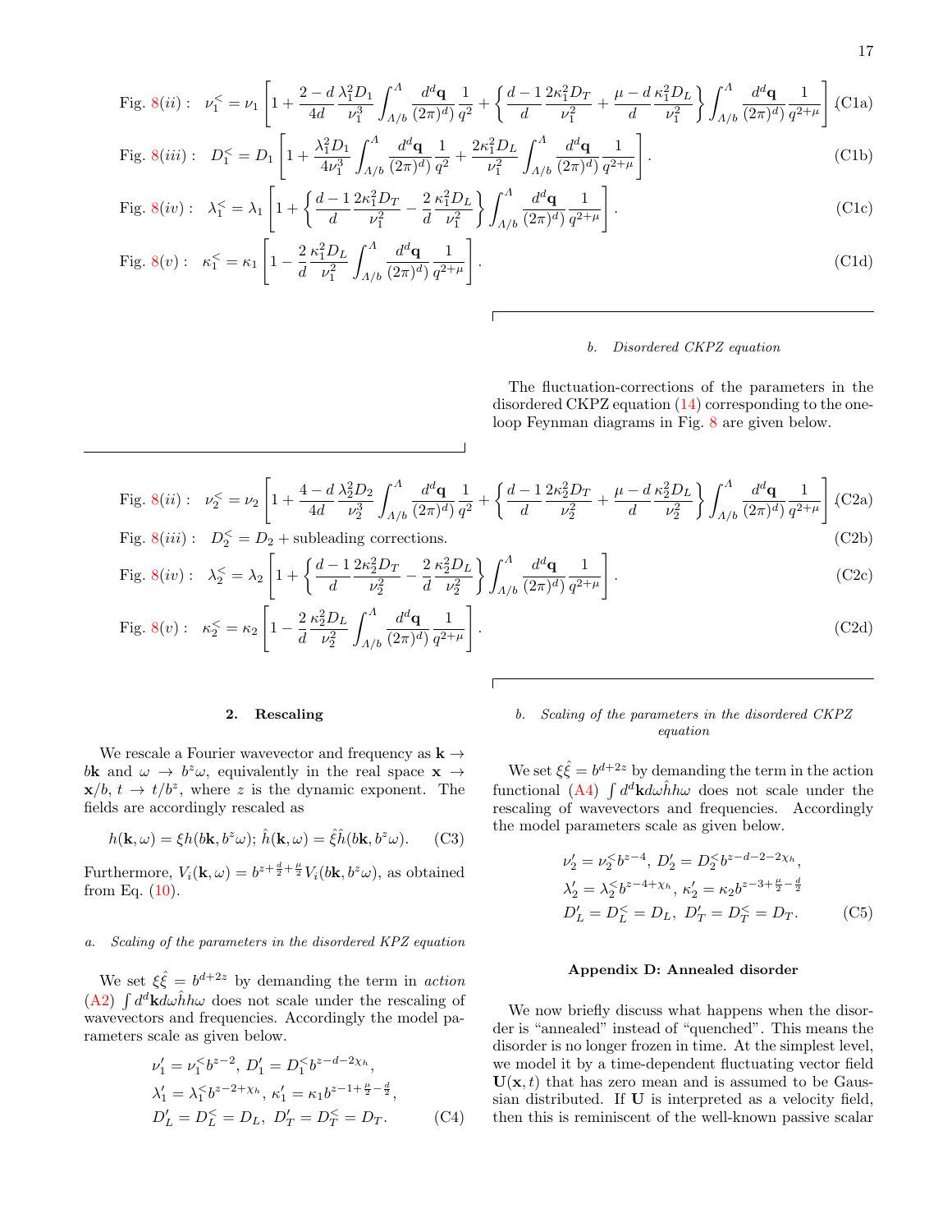$$\text{Fig. 8}(ii): \quad \nu_1^< = \nu_1 \left[1 + \frac{2-d}{4d}\frac{\lambda_1^2 D_1}{\nu_1^3}\int_{\Lambda/b}^{\Lambda}\frac{d^d\mathbf{q}}{(2\pi)^d)}\frac{1}{q^2} + \left\{\frac{d-1}{d}\frac{2\kappa_1^2 D_T}{\nu_1^2} + \frac{\mu-d}{d}\frac{\kappa_1^2 D_L}{\nu_1^2}\right\}\int_{\Lambda/b}^{\Lambda}\frac{d^d\mathbf{q}}{(2\pi)^d)}\frac{1}{q^{2+\mu}}\right]. \tag{C1a}$$

$$\text{Fig. 8}(iii): \quad D_1^< = D_1 \left[1 + \frac{\lambda_1^2 D_1}{4\nu_1^3}\int_{\Lambda/b}^{\Lambda}\frac{d^d\mathbf{q}}{(2\pi)^d)}\frac{1}{q^2} + \frac{2\kappa_1^2 D_L}{\nu_1^2}\int_{\Lambda/b}^{\Lambda}\frac{d^d\mathbf{q}}{(2\pi)^d)}\frac{1}{q^{2+\mu}}\right]. \tag{C1b}$$

$$\text{Fig. 8}(iv): \quad \lambda_1^< = \lambda_1 \left[1 + \left\{\frac{d-1}{d}\frac{2\kappa_1^2 D_T}{\nu_1^2} - \frac{2}{d}\frac{\kappa_1^2 D_L}{\nu_1^2}\right\}\int_{\Lambda/b}^{\Lambda}\frac{d^d\mathbf{q}}{(2\pi)^d)}\frac{1}{q^{2+\mu}}\right]. \tag{C1c}$$

$$\text{Fig. 8}(v): \quad \kappa_1^< = \kappa_1 \left[1 - \frac{2}{d}\frac{\kappa_1^2 D_L}{\nu_1^2}\int_{\Lambda/b}^{\Lambda}\frac{d^d\mathbf{q}}{(2\pi)^d)}\frac{1}{q^{2+\mu}}\right]. \tag{C1d}$$

#### b. Disordered CKPZ equation

The fluctuation-corrections of the parameters in the disordered CKPZ equation (14) corresponding to the one-loop Feynman diagrams in Fig. 8 are given below.

$$\text{Fig. 8}(ii): \quad \nu_2^< = \nu_2 \left[1 + \frac{4-d}{4d}\frac{\lambda_2^2 D_2}{\nu_2^3}\int_{\Lambda/b}^{\Lambda}\frac{d^d\mathbf{q}}{(2\pi)^d)}\frac{1}{q^2} + \left\{\frac{d-1}{d}\frac{2\kappa_2^2 D_T}{\nu_2^2} + \frac{\mu-d}{d}\frac{\kappa_2^2 D_L}{\nu_2^2}\right\}\int_{\Lambda/b}^{\Lambda}\frac{d^d\mathbf{q}}{(2\pi)^d)}\frac{1}{q^{2+\mu}}\right]. \tag{C2a}$$

$$\text{Fig. 8}(iii): \quad D_2^< = D_2 + \text{subleading corrections}. \tag{C2b}$$

$$\text{Fig. 8}(iv): \quad \lambda_2^< = \lambda_2 \left[1 + \left\{\frac{d-1}{d}\frac{2\kappa_2^2 D_T}{\nu_2^2} - \frac{2}{d}\frac{\kappa_2^2 D_L}{\nu_2^2}\right\}\int_{\Lambda/b}^{\Lambda}\frac{d^d\mathbf{q}}{(2\pi)^d)}\frac{1}{q^{2+\mu}}\right]. \tag{C2c}$$

$$\text{Fig. 8}(v): \quad \kappa_2^< = \kappa_2 \left[1 - \frac{2}{d}\frac{\kappa_2^2 D_L}{\nu_2^2}\int_{\Lambda/b}^{\Lambda}\frac{d^d\mathbf{q}}{(2\pi)^d)}\frac{1}{q^{2+\mu}}\right]. \tag{C2d}$$

### 2. Rescaling

We rescale a Fourier wavevector and frequency as $\mathbf{k} \to b\mathbf{k}$ and $\omega \to b^z\omega$, equivalently in the real space $\mathbf{x} \to \mathbf{x}/b$, $t \to t/b^z$, where $z$ is the dynamic exponent. The fields are accordingly rescaled as

$$h(\mathbf{k},\omega) = \xi h(b\mathbf{k}, b^z\omega);\ \hat{h}(\mathbf{k},\omega) = \hat{\xi}\hat{h}(b\mathbf{k}, b^z\omega). \tag{C3}$$

Furthermore, $V_i(\mathbf{k},\omega) = b^{z+\frac{d}{2}+\frac{\mu}{2}}V_i(b\mathbf{k}, b^z\omega)$, as obtained from Eq. (10).

#### a. Scaling of the parameters in the disordered KPZ equation

We set $\xi\hat{\xi} = b^{d+2z}$ by demanding the term in *action* (A2) $\int d^d\mathbf{k}d\omega\hat{h}h\omega$ does not scale under the rescaling of wavevectors and frequencies. Accordingly the model parameters scale as given below.

$$\begin{aligned}
&\nu_1' = \nu_1^< b^{z-2},\ D_1' = D_1^< b^{z-d-2\chi_h},\\
&\lambda_1' = \lambda_1^< b^{z-2+\chi_h},\ \kappa_1' = \kappa_1 b^{z-1+\frac{\mu}{2}-\frac{d}{2}},\\
&D_L' = D_L^< = D_L,\ D_T' = D_T^< = D_T.
\end{aligned} \tag{C4}$$

#### b. Scaling of the parameters in the disordered CKPZ equation

We set $\xi\hat{\xi} = b^{d+2z}$ by demanding the term in the action functional (A4) $\int d^d\mathbf{k}d\omega\hat{h}h\omega$ does not scale under the rescaling of wavevectors and frequencies. Accordingly the model parameters scale as given below.

$$\begin{aligned}
&\nu_2' = \nu_2^< b^{z-4},\ D_2' = D_2^< b^{z-d-2-2\chi_h},\\
&\lambda_2' = \lambda_2^< b^{z-4+\chi_h},\ \kappa_2' = \kappa_2 b^{z-3+\frac{\mu}{2}-\frac{d}{2}}\\
&D_L' = D_L^< = D_L,\ D_T' = D_T^< = D_T.
\end{aligned} \tag{C5}$$

## Appendix D: Annealed disorder

We now briefly discuss what happens when the disorder is "annealed" instead of "quenched". This means the disorder is no longer frozen in time. At the simplest level, we model it by a time-dependent fluctuating vector field $\mathbf{U}(\mathbf{x},t)$ that has zero mean and is assumed to be Gaussian distributed. If $\mathbf{U}$ is interpreted as a velocity field, then this is reminiscent of the well-known passive scalar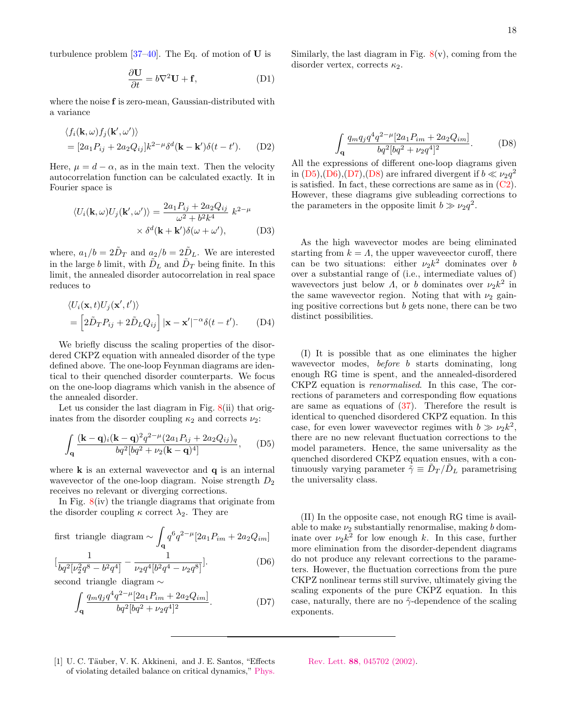turbulence problem [37–40]. The Eq. of motion of $\mathbf{U}$ is

$$\frac{\partial \mathbf{U}}{\partial t} = b\nabla^2 \mathbf{U} + \mathbf{f}, \tag{D1}$$

where the noise $\mathbf{f}$ is zero-mean, Gaussian-distributed with a variance

$$\langle f_i(\mathbf{k},\omega) f_j(\mathbf{k}',\omega')\rangle = [2a_1 P_{ij} + 2a_2 Q_{ij}] k^{2-\mu} \delta^d(\mathbf{k}-\mathbf{k}')\delta(t-t'). \tag{D2}$$

Here, $\mu = d - \alpha$, as in the main text. Then the velocity autocorrelation function can be calculated exactly. It in Fourier space is

$$\langle U_i(\mathbf{k},\omega) U_j(\mathbf{k}',\omega')\rangle = \frac{2a_1 P_{ij} + 2a_2 Q_{ij}}{\omega^2 + b^2 k^4}\, k^{2-\mu} \times \delta^d(\mathbf{k}+\mathbf{k}')\delta(\omega+\omega'), \tag{D3}$$

where, $a_1/b = 2\tilde{D}_T$ and $a_2/b = 2\tilde{D}_L$. We are interested in the large $b$ limit, with $\tilde{D}_L$ and $\tilde{D}_T$ being finite. In this limit, the annealed disorder autocorrelation in real space reduces to

$$\langle U_i(\mathbf{x},t) U_j(\mathbf{x}',t')\rangle = \left[2\tilde{D}_T P_{ij} + 2\tilde{D}_L Q_{ij}\right] |\mathbf{x}-\mathbf{x}'|^{-\alpha}\delta(t-t'). \tag{D4}$$

We briefly discuss the scaling properties of the disordered CKPZ equation with annealed disorder of the type defined above. The one-loop Feynman diagrams are identical to their quenched disorder counterparts. We focus on the one-loop diagrams which vanish in the absence of the annealed disorder.

Let us consider the last diagram in Fig. 8(ii) that originates from the disorder coupling $\kappa_2$ and corrects $\nu_2$:

$$\int_{\mathbf{q}} \frac{(\mathbf{k}-\mathbf{q})_i (\mathbf{k}-\mathbf{q})^2 q^{2-\mu} (2a_1 P_{ij} + 2a_2 Q_{ij})_q}{bq^2[bq^2 + \nu_2(\mathbf{k}-\mathbf{q})^4]}, \tag{D5}$$

where $\mathbf{k}$ is an external wavevector and $\mathbf{q}$ is an internal wavevector of the one-loop diagram. Noise strength $D_2$ receives no relevant or diverging corrections.

In Fig. 8(iv) the triangle diagrams that originate from the disorder coupling $\kappa$ correct $\lambda_2$. They are

$$\text{first triangle diagram} \sim \int_{\mathbf{q}} q^6 q^{2-\mu}[2a_1 P_{im} + 2a_2 Q_{im}] \left[\frac{1}{bq^2[\nu_2^2 q^8 - b^2 q^4]} - \frac{1}{\nu_2 q^4[b^2 q^4 - \nu_2 q^8]}\right]. \tag{D6}$$

$$\text{second triangle diagram} \sim \int_{\mathbf{q}} \frac{q_m q_j q^4 q^{2-\mu}[2a_1 P_{im} + 2a_2 Q_{im}]}{bq^2[bq^2 + \nu_2 q^4]^2}. \tag{D7}$$

Similarly, the last diagram in Fig. 8(v), coming from the disorder vertex, corrects $\kappa_2$.

$$\int_{\mathbf{q}} \frac{q_m q_j q^4 q^{2-\mu}[2a_1 P_{im} + 2a_2 Q_{im}]}{bq^2[bq^2 + \nu_2 q^4]^2}. \tag{D8}$$

All the expressions of different one-loop diagrams given in (D5),(D6),(D7),(D8) are infrared divergent if $b \ll \nu_2 q^2$ is satisfied. In fact, these corrections are same as in (C2). However, these diagrams give subleading corrections to the parameters in the opposite limit $b \gg \nu_2 q^2$.

As the high wavevector modes are being eliminated starting from $k = \Lambda$, the upper waveveector cutoff, there can be two situations: either $\nu_2 k^2$ dominates over $b$ over a substantial range of (i.e., intermediate values of) wavevectors just below $\Lambda$, or $b$ dominates over $\nu_2 k^2$ in the same wavevector region. Noting that with $\nu_2$ gaining positive corrections but $b$ gets none, there can be two distinct possibilities.

(I) It is possible that as one eliminates the higher wavevector modes, *before* $b$ starts dominating, long enough RG time is spent, and the annealed-disordered CKPZ equation is *renormalised*. In this case, The corrections of parameters and corresponding flow equations are same as equations of (37). Therefore the result is identical to quenched disordered CKPZ equation. In this case, for even lower wavevector regimes with $b \gg \nu_2 k^2$, there are no new relevant fluctuation corrections to the model parameters. Hence, the same universality as the quenched disordered CKPZ equation ensues, with a continuously varying parameter $\tilde{\gamma} \equiv \tilde{D}_T/\tilde{D}_L$ parametrising the universality class.

(II) In the opposite case, not enough RG time is available to make $\nu_2$ substantially renormalise, making $b$ dominate over $\nu_2 k^2$ for low enough $k$. In this case, further more elimination from the disorder-dependent diagrams do not produce any relevant corrections to the parameters. However, the fluctuation corrections from the pure CKPZ nonlinear terms still survive, ultimately giving the scaling exponents of the pure CKPZ equation. In this case, naturally, there are no $\tilde{\gamma}$-dependence of the scaling exponents.

---

[1] U. C. Täuber, V. K. Akkineni, and J. E. Santos, "Effects of violating detailed balance on critical dynamics," Phys. Rev. Lett. **88**, 045702 (2002).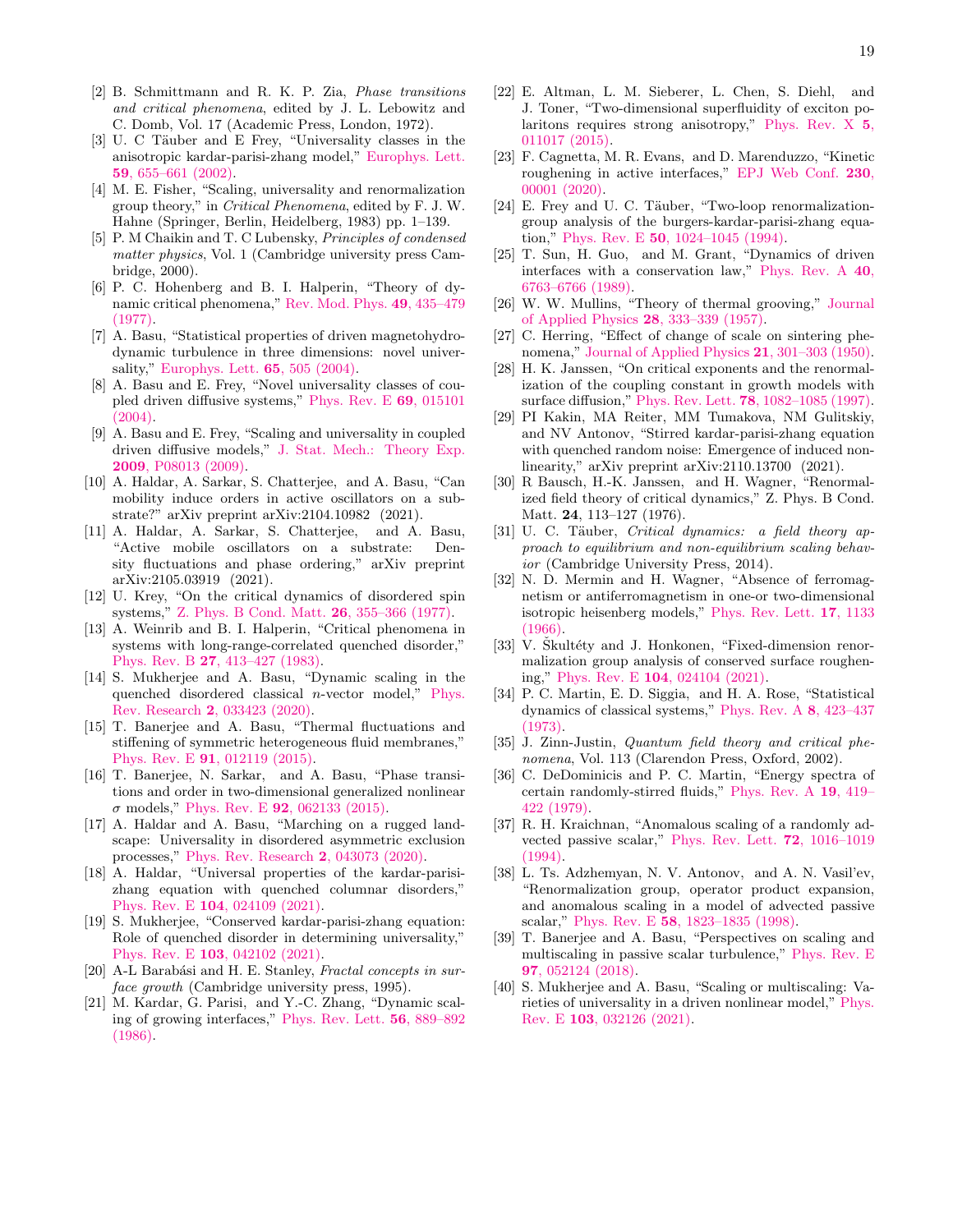[2] B. Schmittmann and R. K. P. Zia, *Phase transitions and critical phenomena*, edited by J. L. Lebowitz and C. Domb, Vol. 17 (Academic Press, London, 1972).

[3] U. C Täuber and E Frey, "Universality classes in the anisotropic kardar-parisi-zhang model," Europhys. Lett. **59**, 655–661 (2002).

[4] M. E. Fisher, "Scaling, universality and renormalization group theory," in *Critical Phenomena*, edited by F. J. W. Hahne (Springer, Berlin, Heidelberg, 1983) pp. 1–139.

[5] P. M Chaikin and T. C Lubensky, *Principles of condensed matter physics*, Vol. 1 (Cambridge university press Cambridge, 2000).

[6] P. C. Hohenberg and B. I. Halperin, "Theory of dynamic critical phenomena," Rev. Mod. Phys. **49**, 435–479 (1977).

[7] A. Basu, "Statistical properties of driven magnetohydrodynamic turbulence in three dimensions: novel universality," Europhys. Lett. **65**, 505 (2004).

[8] A. Basu and E. Frey, "Novel universality classes of coupled driven diffusive systems," Phys. Rev. E **69**, 015101 (2004).

[9] A. Basu and E. Frey, "Scaling and universality in coupled driven diffusive models," J. Stat. Mech.: Theory Exp. **2009**, P08013 (2009).

[10] A. Haldar, A. Sarkar, S. Chatterjee, and A. Basu, "Can mobility induce orders in active oscillators on a substrate?" arXiv preprint arXiv:2104.10982 (2021).

[11] A. Haldar, A. Sarkar, S. Chatterjee, and A. Basu, "Active mobile oscillators on a substrate: Density fluctuations and phase ordering," arXiv preprint arXiv:2105.03919 (2021).

[12] U. Krey, "On the critical dynamics of disordered spin systems," Z. Phys. B Cond. Matt. **26**, 355–366 (1977).

[13] A. Weinrib and B. I. Halperin, "Critical phenomena in systems with long-range-correlated quenched disorder," Phys. Rev. B **27**, 413–427 (1983).

[14] S. Mukherjee and A. Basu, "Dynamic scaling in the quenched disordered classical $n$-vector model," Phys. Rev. Research **2**, 033423 (2020).

[15] T. Banerjee and A. Basu, "Thermal fluctuations and stiffening of symmetric heterogeneous fluid membranes," Phys. Rev. E **91**, 012119 (2015).

[16] T. Banerjee, N. Sarkar, and A. Basu, "Phase transitions and order in two-dimensional generalized nonlinear $\sigma$ models," Phys. Rev. E **92**, 062133 (2015).

[17] A. Haldar and A. Basu, "Marching on a rugged landscape: Universality in disordered asymmetric exclusion processes," Phys. Rev. Research **2**, 043073 (2020).

[18] A. Haldar, "Universal properties of the kardar-parisi-zhang equation with quenched columnar disorders," Phys. Rev. E **104**, 024109 (2021).

[19] S. Mukherjee, "Conserved kardar-parisi-zhang equation: Role of quenched disorder in determining universality," Phys. Rev. E **103**, 042102 (2021).

[20] A-L Barabási and H. E. Stanley, *Fractal concepts in surface growth* (Cambridge university press, 1995).

[21] M. Kardar, G. Parisi, and Y.-C. Zhang, "Dynamic scaling of growing interfaces," Phys. Rev. Lett. **56**, 889–892 (1986).

[22] E. Altman, L. M. Sieberer, L. Chen, S. Diehl, and J. Toner, "Two-dimensional superfluidity of exciton polaritons requires strong anisotropy," Phys. Rev. X **5**, 011017 (2015).

[23] F. Cagnetta, M. R. Evans, and D. Marenduzzo, "Kinetic roughening in active interfaces," EPJ Web Conf. **230**, 00001 (2020).

[24] E. Frey and U. C. Täuber, "Two-loop renormalization-group analysis of the burgers-kardar-parisi-zhang equation," Phys. Rev. E **50**, 1024–1045 (1994).

[25] T. Sun, H. Guo, and M. Grant, "Dynamics of driven interfaces with a conservation law," Phys. Rev. A **40**, 6763–6766 (1989).

[26] W. W. Mullins, "Theory of thermal grooving," Journal of Applied Physics **28**, 333–339 (1957).

[27] C. Herring, "Effect of change of scale on sintering phenomena," Journal of Applied Physics **21**, 301–303 (1950).

[28] H. K. Janssen, "On critical exponents and the renormalization of the coupling constant in growth models with surface diffusion," Phys. Rev. Lett. **78**, 1082–1085 (1997).

[29] PI Kakin, MA Reiter, MM Tumakova, NM Gulitskiy, and NV Antonov, "Stirred kardar-parisi-zhang equation with quenched random noise: Emergence of induced nonlinearity," arXiv preprint arXiv:2110.13700 (2021).

[30] R Bausch, H.-K. Janssen, and H. Wagner, "Renormalized field theory of critical dynamics," Z. Phys. B Cond. Matt. **24**, 113–127 (1976).

[31] U. C. Täuber, *Critical dynamics: a field theory approach to equilibrium and non-equilibrium scaling behavior* (Cambridge University Press, 2014).

[32] N. D. Mermin and H. Wagner, "Absence of ferromagnetism or antiferromagnetism in one-or two-dimensional isotropic heisenberg models," Phys. Rev. Lett. **17**, 1133 (1966).

[33] V. Škultéty and J. Honkonen, "Fixed-dimension renormalization group analysis of conserved surface roughening," Phys. Rev. E **104**, 024104 (2021).

[34] P. C. Martin, E. D. Siggia, and H. A. Rose, "Statistical dynamics of classical systems," Phys. Rev. A **8**, 423–437 (1973).

[35] J. Zinn-Justin, *Quantum field theory and critical phenomena*, Vol. 113 (Clarendon Press, Oxford, 2002).

[36] C. DeDominicis and P. C. Martin, "Energy spectra of certain randomly-stirred fluids," Phys. Rev. A **19**, 419–422 (1979).

[37] R. H. Kraichnan, "Anomalous scaling of a randomly advected passive scalar," Phys. Rev. Lett. **72**, 1016–1019 (1994).

[38] L. Ts. Adzhemyan, N. V. Antonov, and A. N. Vasil'ev, "Renormalization group, operator product expansion, and anomalous scaling in a model of advected passive scalar," Phys. Rev. E **58**, 1823–1835 (1998).

[39] T. Banerjee and A. Basu, "Perspectives on scaling and multiscaling in passive scalar turbulence," Phys. Rev. E **97**, 052124 (2018).

[40] S. Mukherjee and A. Basu, "Scaling or multiscaling: Varieties of universality in a driven nonlinear model," Phys. Rev. E **103**, 032126 (2021).